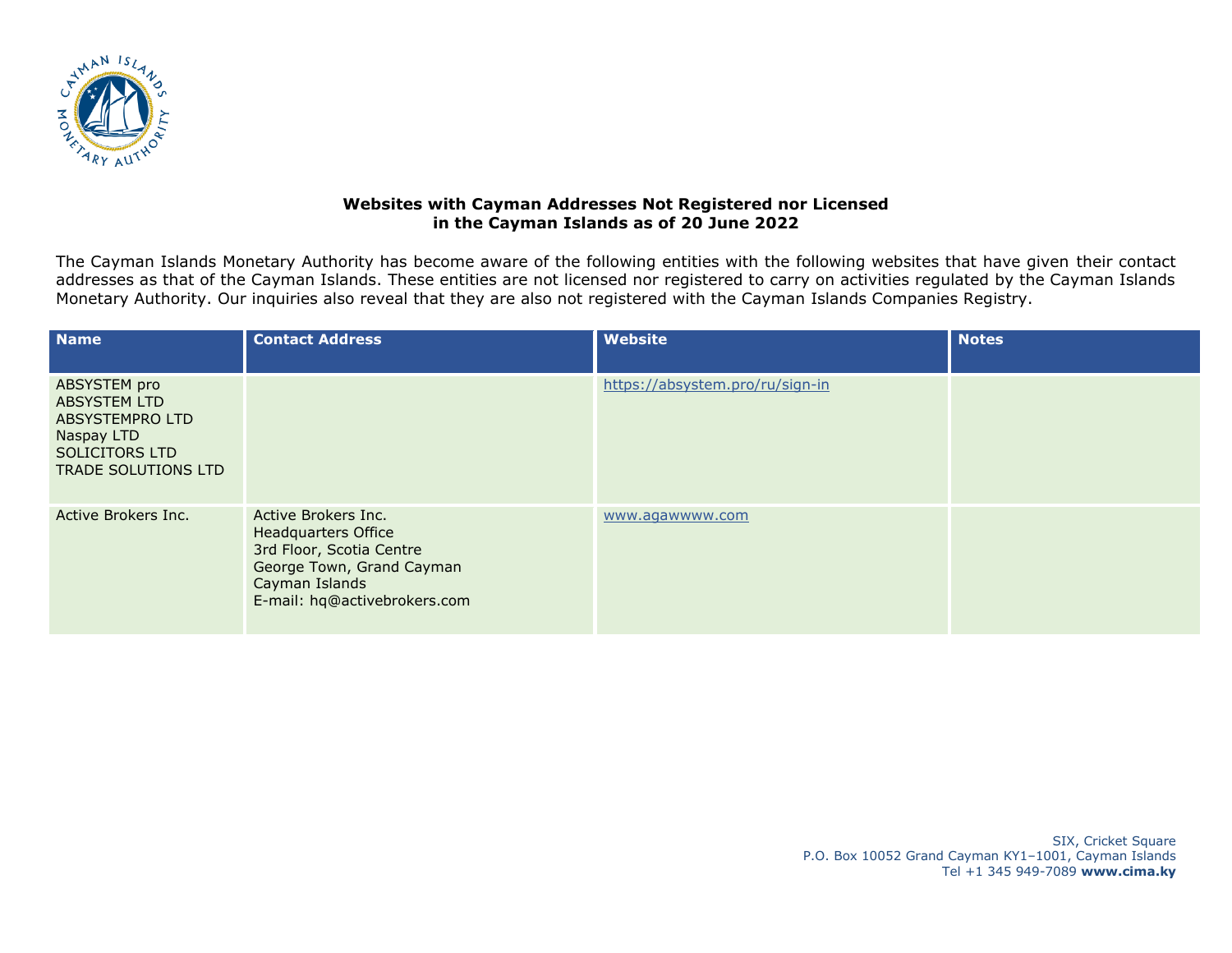**Websites with Cayman Addresses Not Registered nor Licensed in the Cayman Islands as of 20 June 2022**

The Cayman Islands Monetary Authority has become aware of the following entities with the following websites that have given their contact addresses as that of the Cayman Islands. These entities are not licensed nor registered to carry on activities regulated by the Cayman Islands Monetary Authority. Our inquiries also reveal that they are also not registered with the Cayman Islands Companies Registry.

| Name | Contact Address | Website | Notes |
| --- | --- | --- | --- |
| ABSYSTEM pro<br>ABSYSTEM LTD<br>ABSYSTEMPRO LTD<br>Naspay LTD<br>SOLICITORS LTD<br>TRADE SOLUTIONS LTD | | https://absystem.pro/ru/sign-in | |
| Active Brokers Inc. | Active Brokers Inc.<br>Headquarters Office<br>3rd Floor, Scotia Centre<br>George Town, Grand Cayman<br>Cayman Islands<br>E-mail: hq@activebrokers.com | www.agawwww.com | |

SIX, Cricket Square
P.O. Box 10052 Grand Cayman KY1–1001, Cayman Islands
Tel +1 345 949-7089 **www.cima.ky**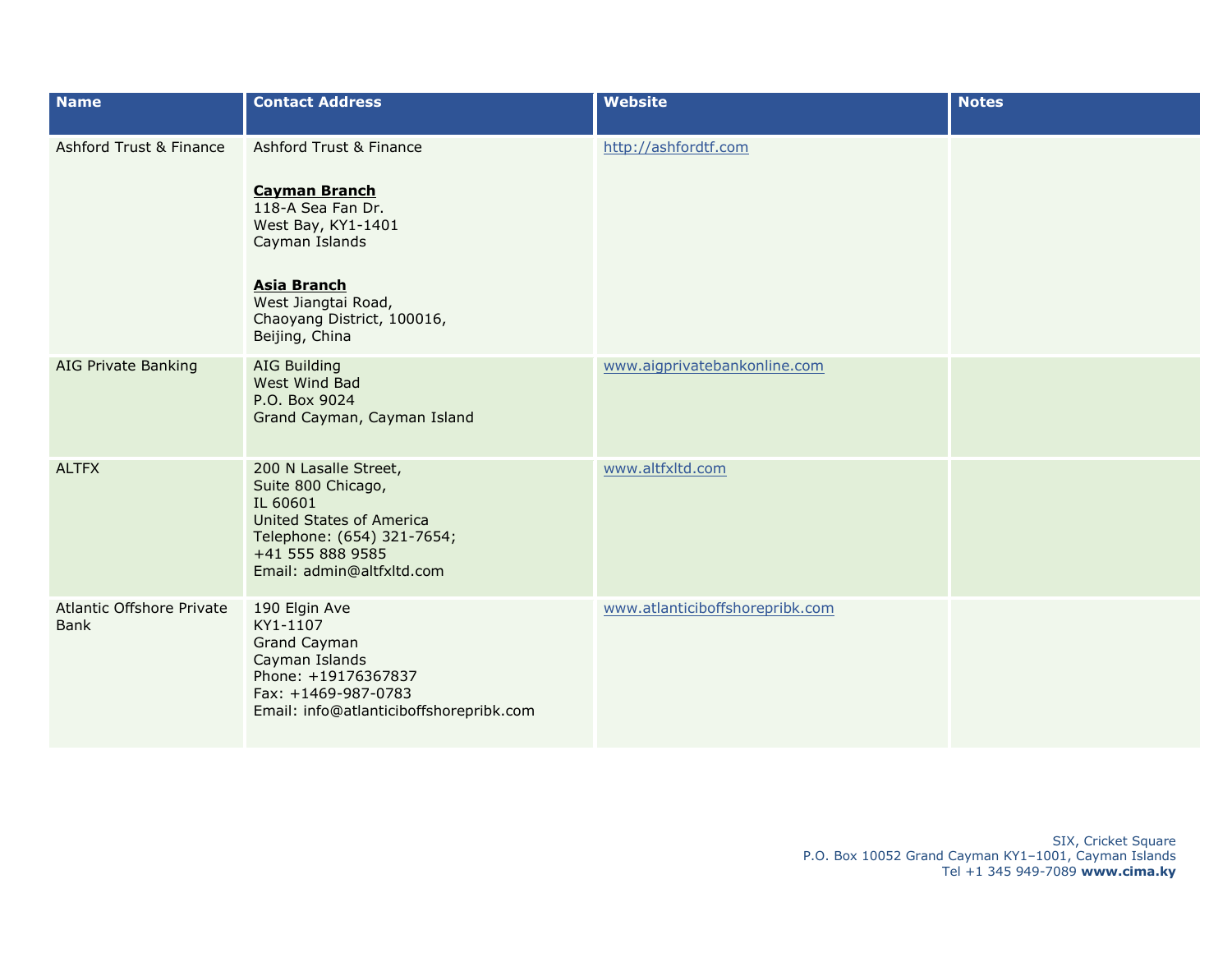| Name | Contact Address | Website | Notes |
| --- | --- | --- | --- |
| Ashford Trust & Finance | Ashford Trust & Finance<br><br>**Cayman Branch**<br>118-A Sea Fan Dr.<br>West Bay, KY1-1401<br>Cayman Islands<br><br>**Asia Branch**<br>West Jiangtai Road,<br>Chaoyang District, 100016,<br>Beijing, China | http://ashfordtf.com | |
| AIG Private Banking | AIG Building<br>West Wind Bad<br>P.O. Box 9024<br>Grand Cayman, Cayman Island | www.aigprivatebankonline.com | |
| ALTFX | 200 N Lasalle Street,<br>Suite 800 Chicago,<br>IL 60601<br>United States of America<br>Telephone: (654) 321-7654;<br>+41 555 888 9585<br>Email: admin@altfxltd.com | www.altfxltd.com | |
| Atlantic Offshore Private Bank | 190 Elgin Ave<br>KY1-1107<br>Grand Cayman<br>Cayman Islands<br>Phone: +19176367837<br>Fax: +1469-987-0783<br>Email: info@atlanticiboffshorepribk.com | www.atlanticiboffshorepribk.com | |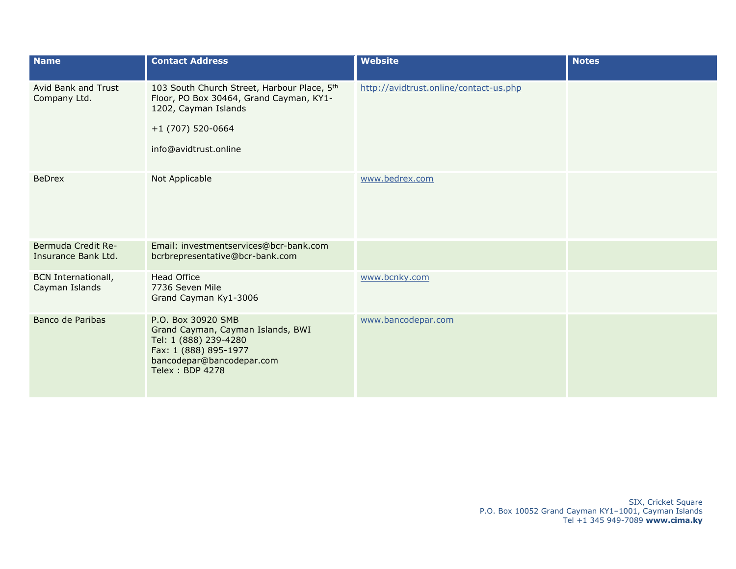| Name | Contact Address | Website | Notes |
| --- | --- | --- | --- |
| Avid Bank and Trust Company Ltd. | 103 South Church Street, Harbour Place, 5th Floor, PO Box 30464, Grand Cayman, KY1-1202, Cayman Islands<br><br>+1 (707) 520-0664<br><br>info@avidtrust.online | http://avidtrust.online/contact-us.php | |
| BeDrex | Not Applicable | www.bedrex.com | |
| Bermuda Credit Re-Insurance Bank Ltd. | Email: investmentservices@bcr-bank.com bcrbrepresentative@bcr-bank.com | | |
| BCN Internationall, Cayman Islands | Head Office<br>7736 Seven Mile<br>Grand Cayman Ky1-3006 | www.bcnky.com | |
| Banco de Paribas | P.O. Box 30920 SMB<br>Grand Cayman, Cayman Islands, BWI<br>Tel: 1 (888) 239-4280<br>Fax: 1 (888) 895-1977<br>bancodepar@bancodepar.com<br>Telex : BDP 4278 | www.bancodepar.com | |

SIX, Cricket Square
P.O. Box 10052 Grand Cayman KY1–1001, Cayman Islands
Tel +1 345 949-7089 **www.cima.ky**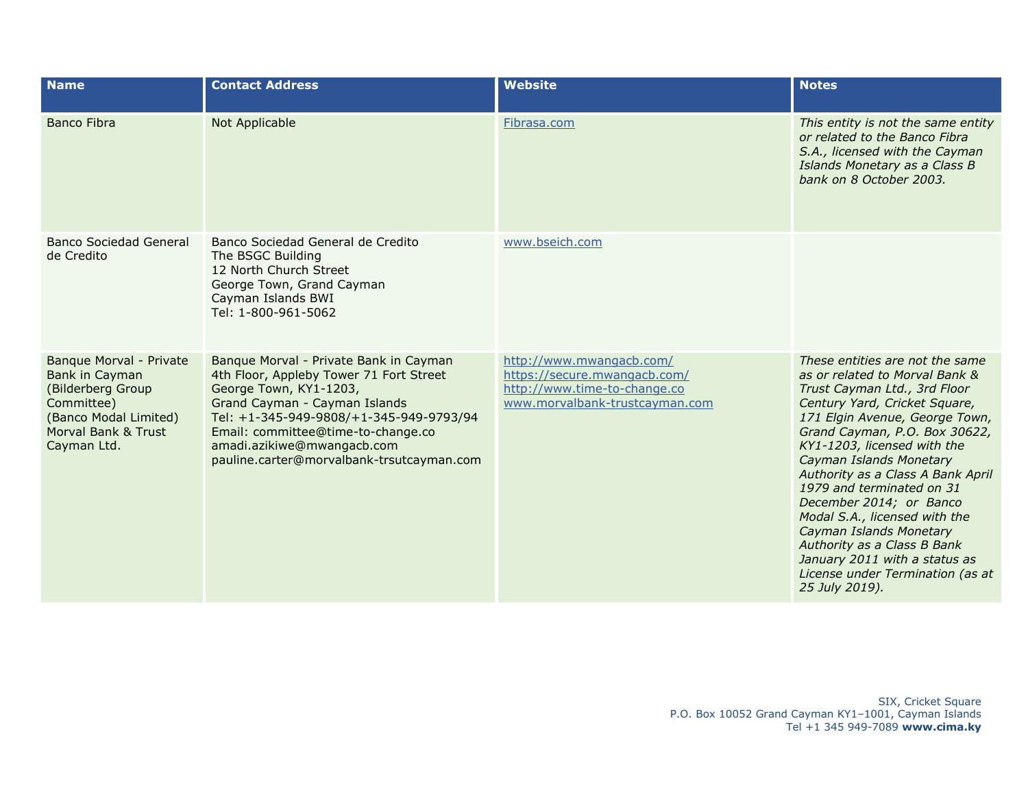| Name | Contact Address | Website | Notes |
|---|---|---|---|
| Banco Fibra | Not Applicable | Fibrasa.com | *This entity is not the same entity or related to the Banco Fibra S.A., licensed with the Cayman Islands Monetary as a Class B bank on 8 October 2003.* |
| Banco Sociedad General de Credito | Banco Sociedad General de Credito<br>The BSGC Building<br>12 North Church Street<br>George Town, Grand Cayman<br>Cayman Islands BWI<br>Tel: 1-800-961-5062 | www.bseich.com | |
| Banque Morval - Private Bank in Cayman (Bilderberg Group Committee) (Banco Modal Limited) Morval Bank & Trust Cayman Ltd. | Banque Morval - Private Bank in Cayman<br>4th Floor, Appleby Tower 71 Fort Street<br>George Town, KY1-1203,<br>Grand Cayman - Cayman Islands<br>Tel: +1-345-949-9808/+1-345-949-9793/94<br>Email: committee@time-to-change.co<br>amadi.azikiwe@mwangacb.com<br>pauline.carter@morvalbank-trsutcayman.com | http://www.mwangacb.com/<br>https://secure.mwangacb.com/<br>http://www.time-to-change.co<br>www.morvalbank-trustcayman.com | *These entities are not the same as or related to Morval Bank & Trust Cayman Ltd., 3rd Floor Century Yard, Cricket Square, 171 Elgin Avenue, George Town, Grand Cayman, P.O. Box 30622, KY1-1203, licensed with the Cayman Islands Monetary Authority as a Class A Bank April 1979 and terminated on 31 December 2014; or Banco Modal S.A., licensed with the Cayman Islands Monetary Authority as a Class B Bank January 2011 with a status as License under Termination (as at 25 July 2019).* |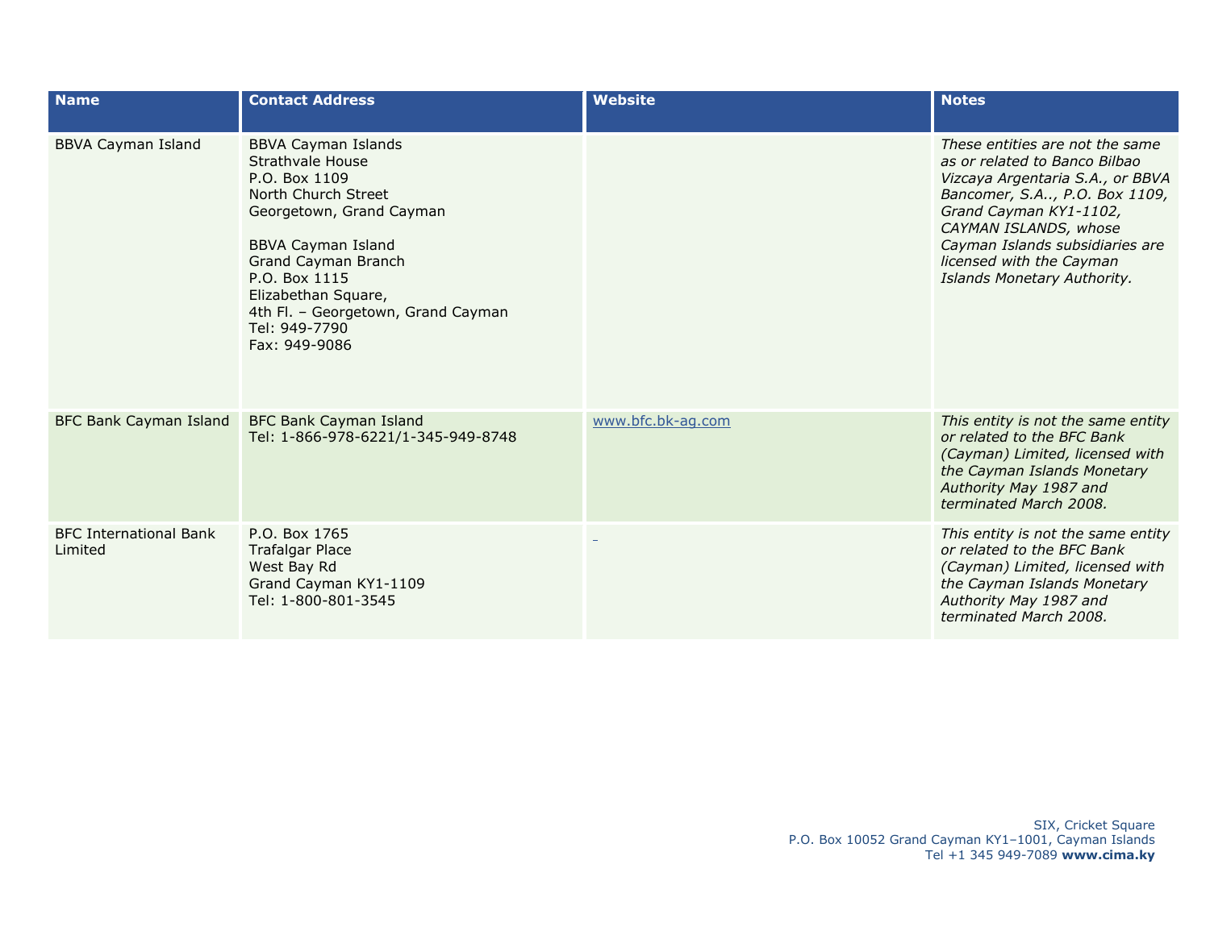| Name | Contact Address | Website | Notes |
|---|---|---|---|
| BBVA Cayman Island | BBVA Cayman Islands<br>Strathvale House<br>P.O. Box 1109<br>North Church Street<br>Georgetown, Grand Cayman<br><br>BBVA Cayman Island<br>Grand Cayman Branch<br>P.O. Box 1115<br>Elizabethan Square,<br>4th Fl. – Georgetown, Grand Cayman<br>Tel: 949-7790<br>Fax: 949-9086 | | *These entities are not the same as or related to Banco Bilbao Vizcaya Argentaria S.A., or BBVA Bancomer, S.A.., P.O. Box 1109, Grand Cayman KY1-1102, CAYMAN ISLANDS, whose Cayman Islands subsidiaries are licensed with the Cayman Islands Monetary Authority.* |
| BFC Bank Cayman Island | BFC Bank Cayman Island<br>Tel: 1-866-978-6221/1-345-949-8748 | www.bfc.bk-ag.com | *This entity is not the same entity or related to the BFC Bank (Cayman) Limited, licensed with the Cayman Islands Monetary Authority May 1987 and terminated March 2008.* |
| BFC International Bank Limited | P.O. Box 1765<br>Trafalgar Place<br>West Bay Rd<br>Grand Cayman KY1-1109<br>Tel: 1-800-801-3545 | | *This entity is not the same entity or related to the BFC Bank (Cayman) Limited, licensed with the Cayman Islands Monetary Authority May 1987 and terminated March 2008.* |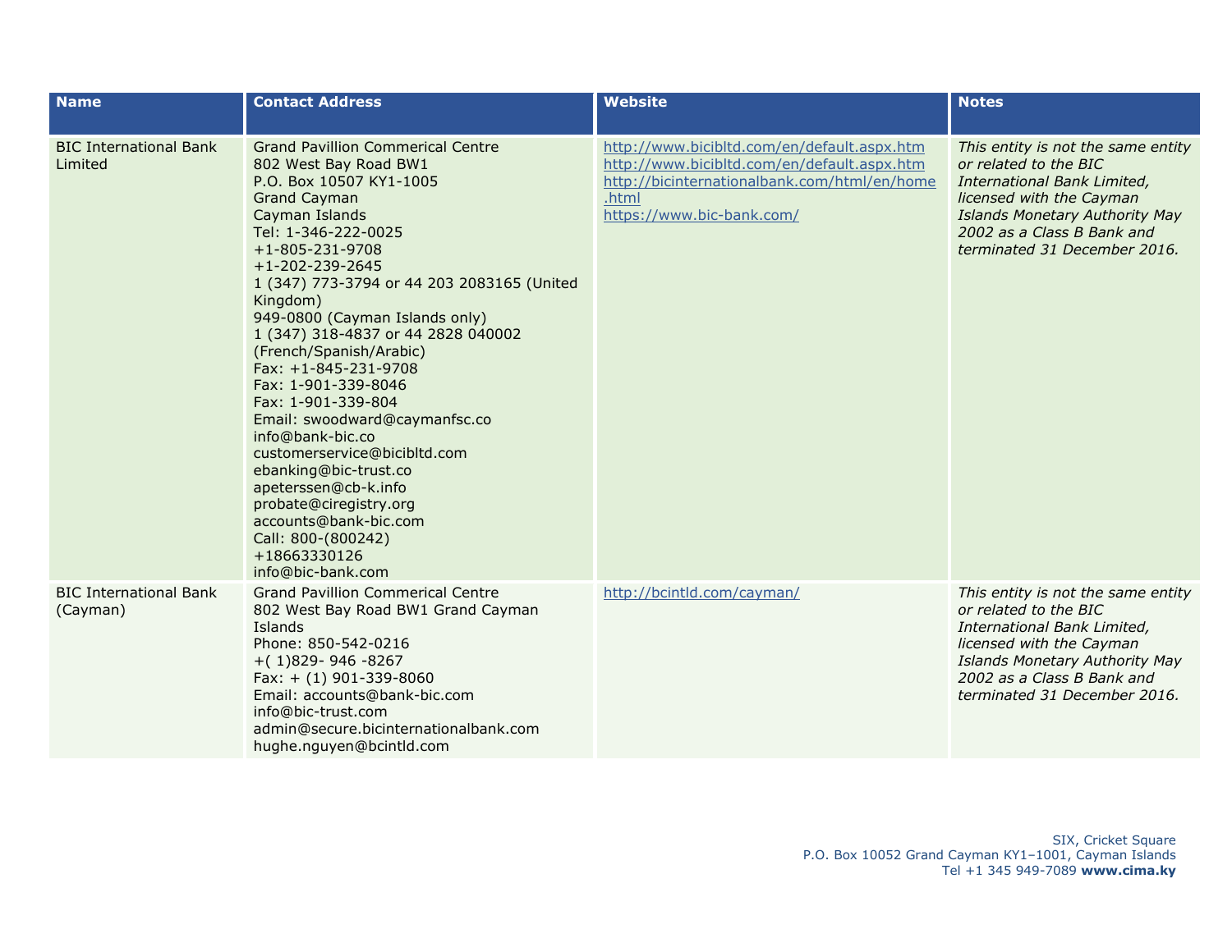| Name | Contact Address | Website | Notes |
|---|---|---|---|
| BIC International Bank Limited | Grand Pavillion Commerical Centre<br>802 West Bay Road BW1<br>P.O. Box 10507 KY1-1005<br>Grand Cayman<br>Cayman Islands<br>Tel: 1-346-222-0025<br>+1-805-231-9708<br>+1-202-239-2645<br>1 (347) 773-3794 or 44 203 2083165 (United Kingdom)<br>949-0800 (Cayman Islands only)<br>1 (347) 318-4837 or 44 2828 040002 (French/Spanish/Arabic)<br>Fax: +1-845-231-9708<br>Fax: 1-901-339-8046<br>Fax: 1-901-339-804<br>Email: swoodward@caymanfsc.co<br>info@bank-bic.co<br>customerservice@bicibltd.com<br>ebanking@bic-trust.co<br>apeterssen@cb-k.info<br>probate@ciregistry.org<br>accounts@bank-bic.com<br>Call: 800-(800242)<br>+18663330126<br>info@bic-bank.com | http://www.bicibltd.com/en/default.aspx.htm<br>http://www.biciblttd.com/en/default.aspx.htm<br>http://bicinternationalbank.com/html/en/home.html<br>https://www.bic-bank.com/ | *This entity is not the same entity or related to the BIC International Bank Limited, licensed with the Cayman Islands Monetary Authority May 2002 as a Class B Bank and terminated 31 December 2016.* |
| BIC International Bank (Cayman) | Grand Pavillion Commerical Centre<br>802 West Bay Road BW1 Grand Cayman Islands<br>Phone: 850-542-0216<br>+( 1)829- 946 -8267<br>Fax: + (1) 901-339-8060<br>Email: accounts@bank-bic.com<br>info@bic-trust.com<br>admin@secure.bicinternationalbank.com<br>hughe.nguyen@bcintld.com | http://bcintld.com/cayman/ | *This entity is not the same entity or related to the BIC International Bank Limited, licensed with the Cayman Islands Monetary Authority May 2002 as a Class B Bank and terminated 31 December 2016.* |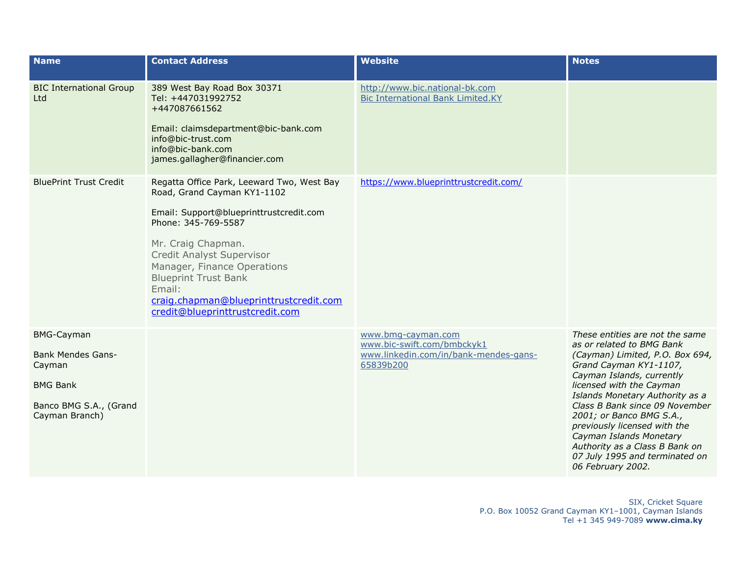| Name | Contact Address | Website | Notes |
| --- | --- | --- | --- |
| BIC International Group Ltd | 389 West Bay Road Box 30371<br>Tel: +447031992752<br>+447087661562<br><br>Email: claimsdepartment@bic-bank.com<br>info@bic-trust.com<br>info@bic-bank.com<br>james.gallagher@financier.com | http://www.bic.national-bk.com<br>Bic International Bank Limited.KY | |
| BluePrint Trust Credit | Regatta Office Park, Leeward Two, West Bay Road, Grand Cayman KY1-1102<br><br>Email: Support@blueprinttrustcredit.com<br>Phone: 345-769-5587<br><br>Mr. Craig Chapman.<br>Credit Analyst Supervisor<br>Manager, Finance Operations<br>Blueprint Trust Bank<br>Email:<br>craig.chapman@blueprinttrustcredit.com<br>credit@blueprinttrustcredit.com | https://www.blueprinttrustcredit.com/ | |
| BMG-Cayman<br><br>Bank Mendes Gans-Cayman<br><br>BMG Bank<br><br>Banco BMG S.A., (Grand Cayman Branch) | | www.bmg-cayman.com<br>www.bic-swift.com/bmbckyk1<br>www.linkedin.com/in/bank-mendes-gans-65839b200 | *These entities are not the same as or related to BMG Bank (Cayman) Limited, P.O. Box 694, Grand Cayman KY1-1107, Cayman Islands, currently licensed with the Cayman Islands Monetary Authority as a Class B Bank since 09 November 2001; or Banco BMG S.A., previously licensed with the Cayman Islands Monetary Authority as a Class B Bank on 07 July 1995 and terminated on 06 February 2002.* |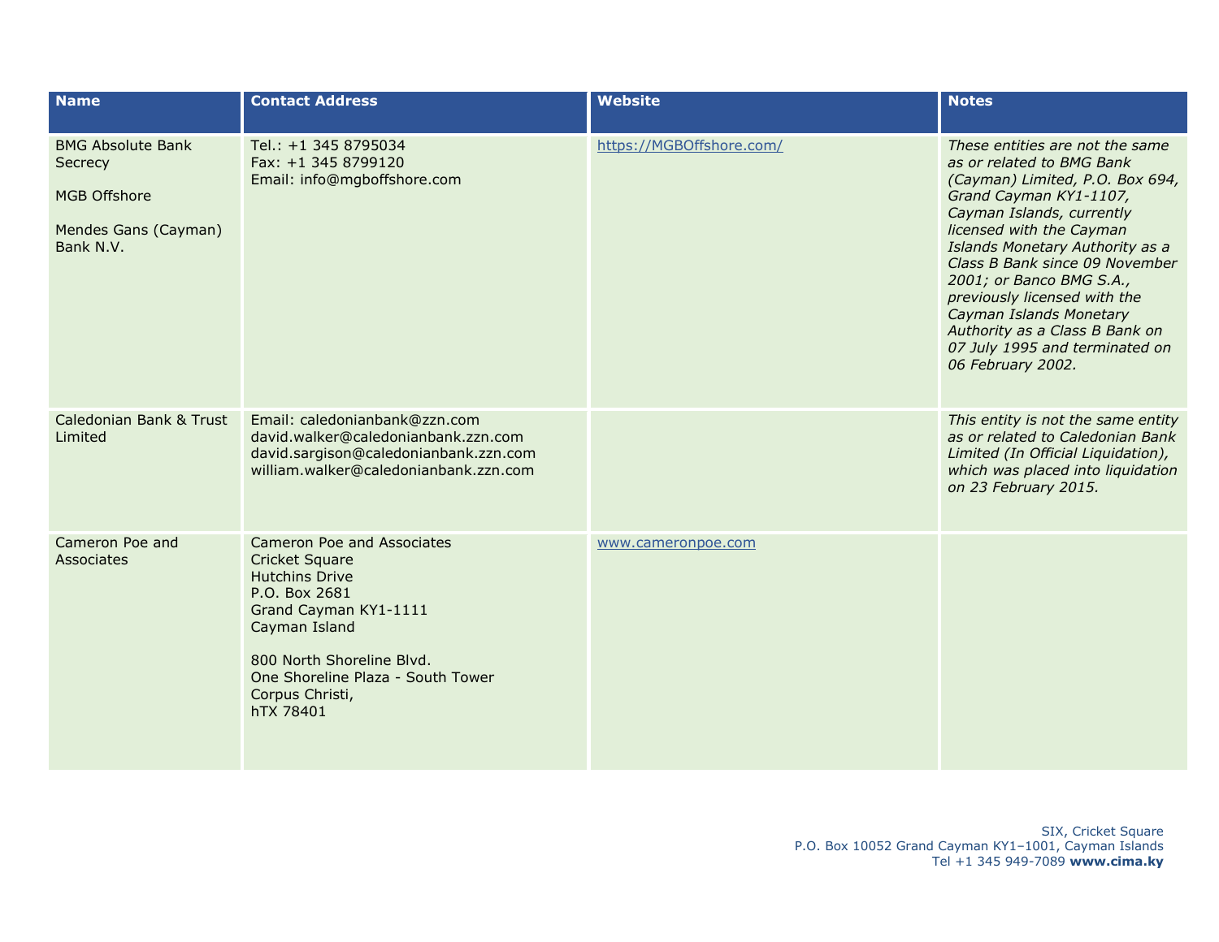| Name | Contact Address | Website | Notes |
| --- | --- | --- | --- |
| BMG Absolute Bank Secrecy<br><br>MGB Offshore<br><br>Mendes Gans (Cayman) Bank N.V. | Tel.: +1 345 8795034<br>Fax: +1 345 8799120<br>Email: info@mgboffshore.com | https://MGBOffshore.com/ | *These entities are not the same as or related to BMG Bank (Cayman) Limited, P.O. Box 694, Grand Cayman KY1-1107, Cayman Islands, currently licensed with the Cayman Islands Monetary Authority as a Class B Bank since 09 November 2001; or Banco BMG S.A., previously licensed with the Cayman Islands Monetary Authority as a Class B Bank on 07 July 1995 and terminated on 06 February 2002.* |
| Caledonian Bank & Trust Limited | Email: caledonianbank@zzn.com<br>david.walker@caledonianbank.zzn.com<br>david.sargison@caledonianbank.zzn.com<br>william.walker@caledonianbank.zzn.com | | *This entity is not the same entity as or related to Caledonian Bank Limited (In Official Liquidation), which was placed into liquidation on 23 February 2015.* |
| Cameron Poe and Associates | Cameron Poe and Associates<br>Cricket Square<br>Hutchins Drive<br>P.O. Box 2681<br>Grand Cayman KY1-1111<br>Cayman Island<br><br>800 North Shoreline Blvd.<br>One Shoreline Plaza - South Tower<br>Corpus Christi,<br>hTX 78401 | www.cameronpoe.com | |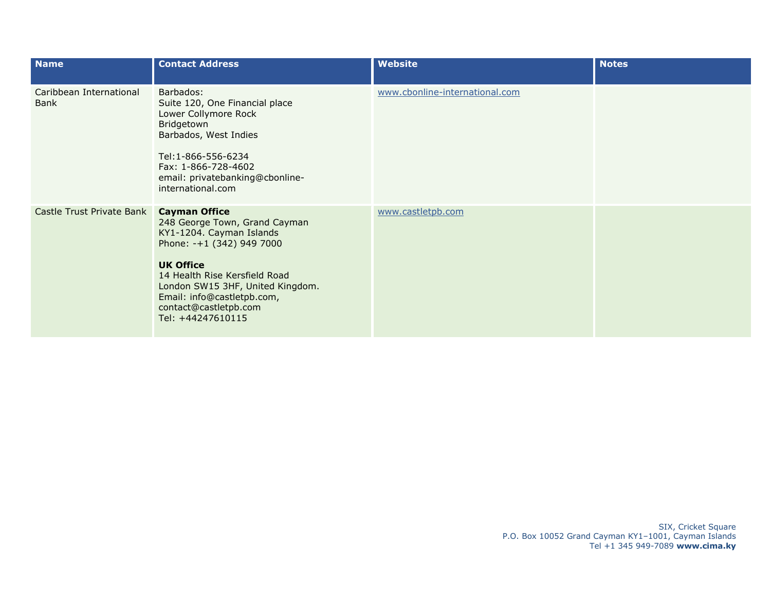| Name | Contact Address | Website | Notes |
|---|---|---|---|
| Caribbean International Bank | Barbados:<br>Suite 120, One Financial place<br>Lower Collymore Rock<br>Bridgetown<br>Barbados, West Indies<br><br>Tel:1-866-556-6234<br>Fax: 1-866-728-4602<br>email: privatebanking@cbonline-international.com | www.cbonline-international.com | |
| Castle Trust Private Bank | **Cayman Office**<br>248 George Town, Grand Cayman<br>KY1-1204. Cayman Islands<br>Phone: -+1 (342) 949 7000<br><br>**UK Office**<br>14 Health Rise Kersfield Road<br>London SW15 3HF, United Kingdom.<br>Email: info@castletpb.com, contact@castletpb.com<br>Tel: +44247610115 | www.castletpb.com | |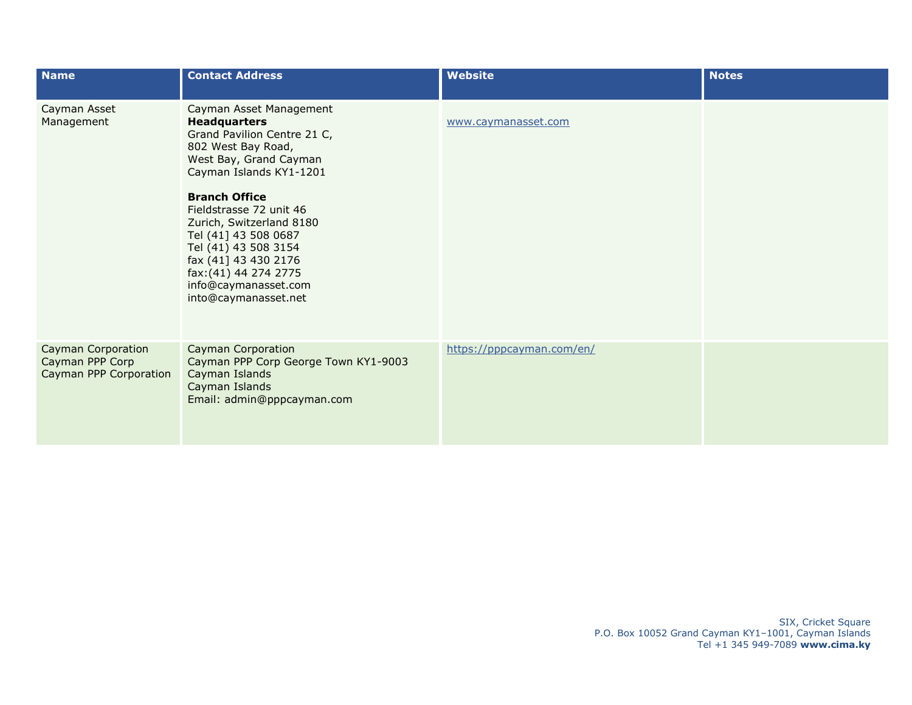| Name | Contact Address | Website | Notes |
|---|---|---|---|
| Cayman Asset Management | Cayman Asset Management<br>**Headquarters**<br>Grand Pavilion Centre 21 C,<br>802 West Bay Road,<br>West Bay, Grand Cayman<br>Cayman Islands KY1-1201<br><br>**Branch Office**<br>Fieldstrasse 72 unit 46<br>Zurich, Switzerland 8180<br>Tel (41] 43 508 0687<br>Tel (41) 43 508 3154<br>fax (41] 43 430 2176<br>fax:(41) 44 274 2775<br>info@caymanasset.com<br>into@caymanasset.net | www.caymanasset.com | |
| Cayman Corporation<br>Cayman PPP Corp<br>Cayman PPP Corporation | Cayman Corporation<br>Cayman PPP Corp George Town KY1-9003<br>Cayman Islands<br>Cayman Islands<br>Email: admin@pppcayman.com | https://pppcayman.com/en/ | |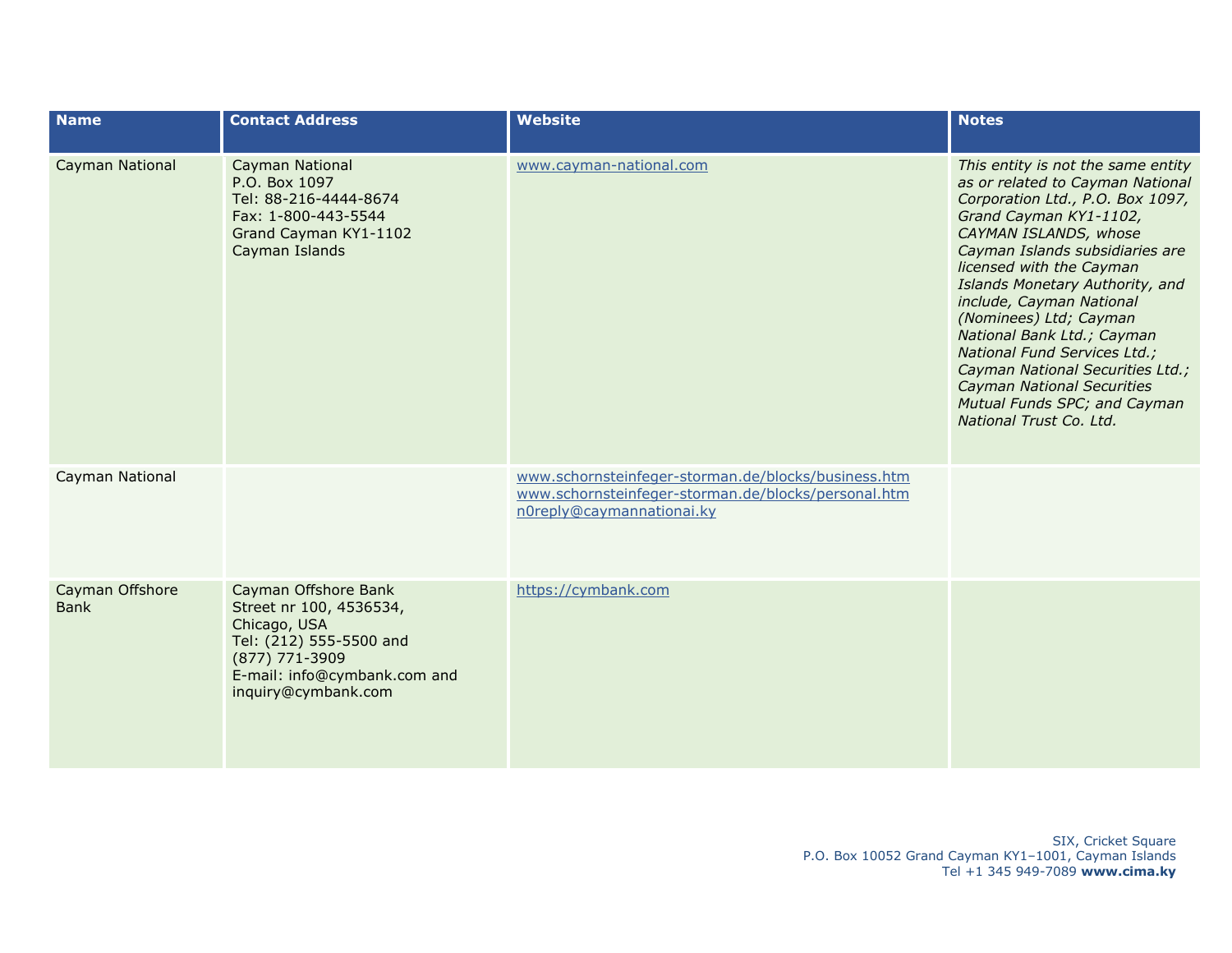| Name | Contact Address | Website | Notes |
|---|---|---|---|
| Cayman National | Cayman National<br>P.O. Box 1097<br>Tel: 88-216-4444-8674<br>Fax: 1-800-443-5544<br>Grand Cayman KY1-1102<br>Cayman Islands | www.cayman-national.com | *This entity is not the same entity as or related to Cayman National Corporation Ltd., P.O. Box 1097, Grand Cayman KY1-1102, CAYMAN ISLANDS, whose Cayman Islands subsidiaries are licensed with the Cayman Islands Monetary Authority, and include, Cayman National (Nominees) Ltd; Cayman National Bank Ltd.; Cayman National Fund Services Ltd.; Cayman National Securities Ltd.; Cayman National Securities Mutual Funds SPC; and Cayman National Trust Co. Ltd.* |
| Cayman National | | www.schornsteinfeger-storman.de/blocks/business.htm<br>www.schornsteinfeger-storman.de/blocks/personal.htm<br>n0reply@caymannationai.ky | |
| Cayman Offshore Bank | Cayman Offshore Bank<br>Street nr 100, 4536534,<br>Chicago, USA<br>Tel: (212) 555-5500 and<br>(877) 771-3909<br>E-mail: info@cymbank.com and<br>inquiry@cymbank.com | https://cymbank.com | |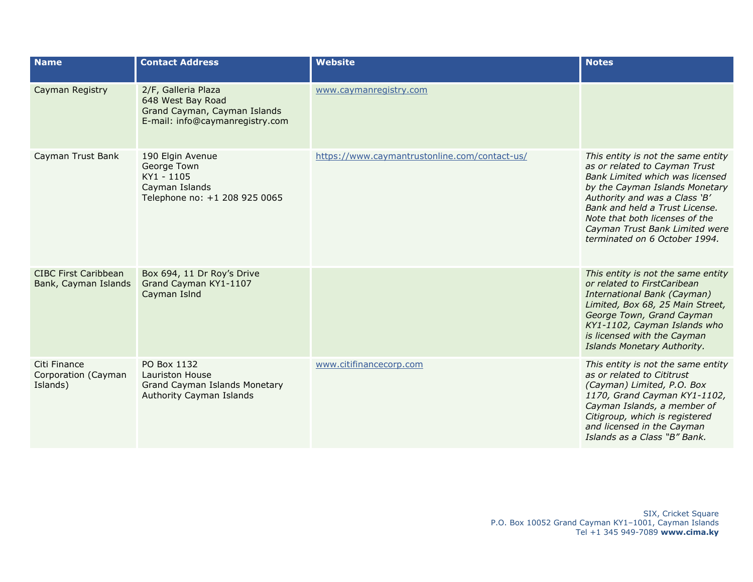| Name | Contact Address | Website | Notes |
| --- | --- | --- | --- |
| Cayman Registry | 2/F, Galleria Plaza<br>648 West Bay Road<br>Grand Cayman, Cayman Islands<br>E-mail: info@caymanregistry.com | www.caymanregistry.com | |
| Cayman Trust Bank | 190 Elgin Avenue<br>George Town<br>KY1 - 1105<br>Cayman Islands<br>Telephone no: +1 208 925 0065 | https://www.caymantrustonline.com/contact-us/ | *This entity is not the same entity as or related to Cayman Trust Bank Limited which was licensed by the Cayman Islands Monetary Authority and was a Class 'B' Bank and held a Trust License. Note that both licenses of the Cayman Trust Bank Limited were terminated on 6 October 1994.* |
| CIBC First Caribbean Bank, Cayman Islands | Box 694, 11 Dr Roy's Drive<br>Grand Cayman KY1-1107<br>Cayman Islnd | | *This entity is not the same entity or related to FirstCaribean International Bank (Cayman) Limited, Box 68, 25 Main Street, George Town, Grand Cayman KY1-1102, Cayman Islands who is licensed with the Cayman Islands Monetary Authority.* |
| Citi Finance Corporation (Cayman Islands) | PO Box 1132<br>Lauriston House<br>Grand Cayman Islands Monetary Authority Cayman Islands | www.citifinancecorp.com | *This entity is not the same entity as or related to Cititrust (Cayman) Limited, P.O. Box 1170, Grand Cayman KY1-1102, Cayman Islands, a member of Citigroup, which is registered and licensed in the Cayman Islands as a Class "B" Bank.* |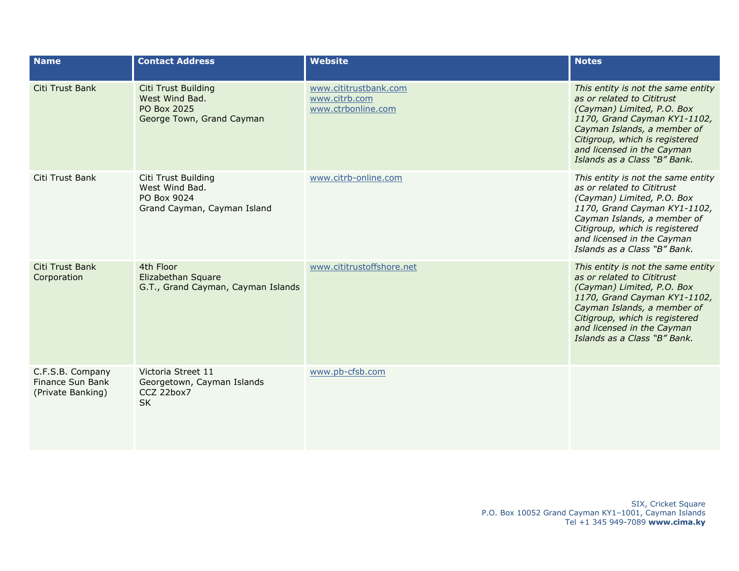| Name | Contact Address | Website | Notes |
|---|---|---|---|
| Citi Trust Bank | Citi Trust Building<br>West Wind Bad.<br>PO Box 2025<br>George Town, Grand Cayman | www.cititrustbank.com<br>www.citrb.com<br>www.ctrbonline.com | *This entity is not the same entity as or related to Cititrust (Cayman) Limited, P.O. Box 1170, Grand Cayman KY1-1102, Cayman Islands, a member of Citigroup, which is registered and licensed in the Cayman Islands as a Class "B" Bank.* |
| Citi Trust Bank | Citi Trust Building<br>West Wind Bad.<br>PO Box 9024<br>Grand Cayman, Cayman Island | www.citrb-online.com | *This entity is not the same entity as or related to Cititrust (Cayman) Limited, P.O. Box 1170, Grand Cayman KY1-1102, Cayman Islands, a member of Citigroup, which is registered and licensed in the Cayman Islands as a Class "B" Bank.* |
| Citi Trust Bank Corporation | 4th Floor<br>Elizabethan Square<br>G.T., Grand Cayman, Cayman Islands | www.cititrustoffshore.net | *This entity is not the same entity as or related to Cititrust (Cayman) Limited, P.O. Box 1170, Grand Cayman KY1-1102, Cayman Islands, a member of Citigroup, which is registered and licensed in the Cayman Islands as a Class "B" Bank.* |
| C.F.S.B. Company Finance Sun Bank (Private Banking) | Victoria Street 11<br>Georgetown, Cayman Islands<br>CCZ 22box7<br>SK | www.pb-cfsb.com | |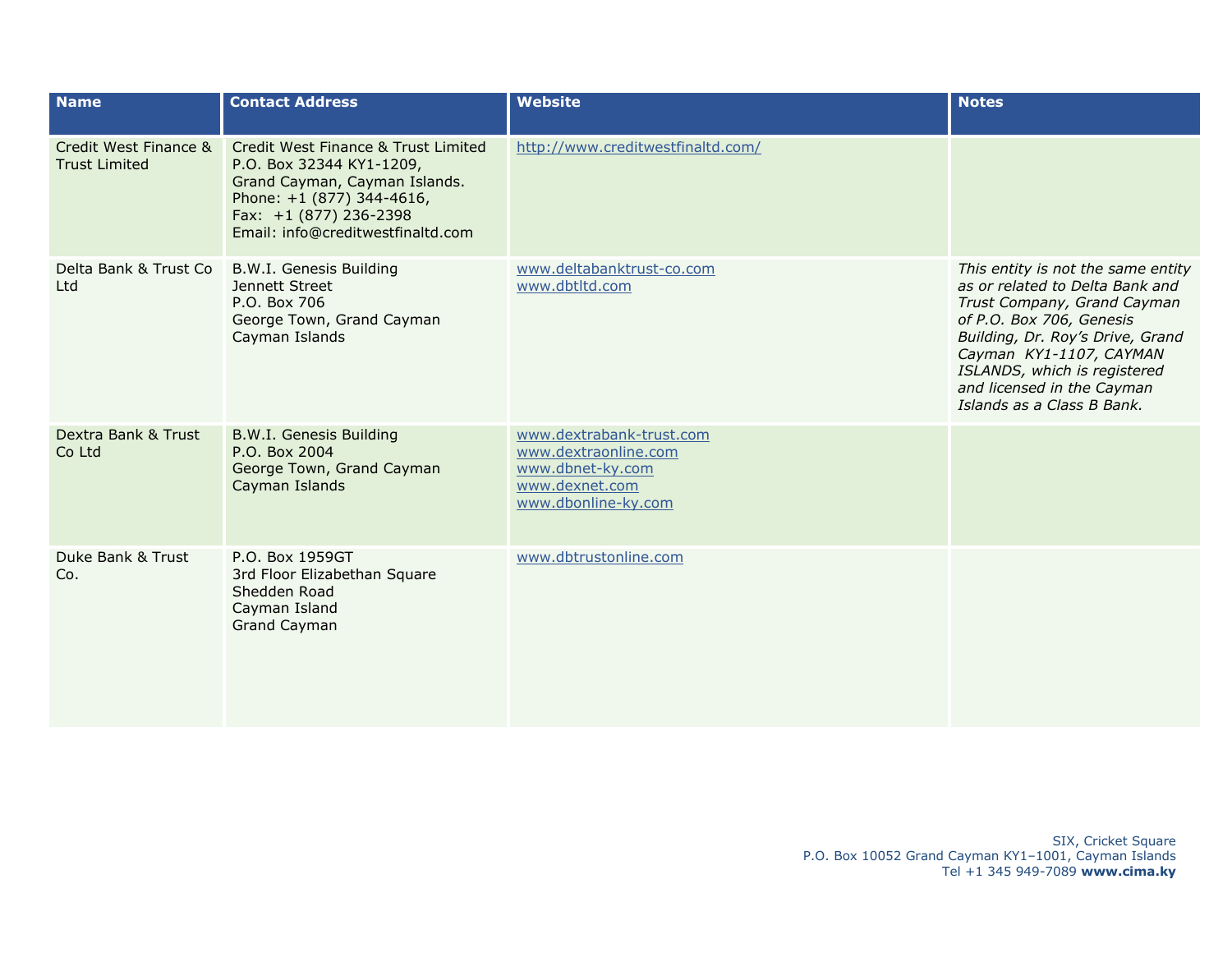| Name | Contact Address | Website | Notes |
| --- | --- | --- | --- |
| Credit West Finance & Trust Limited | Credit West Finance & Trust Limited<br>P.O. Box 32344 KY1-1209,<br>Grand Cayman, Cayman Islands.<br>Phone: +1 (877) 344-4616,<br>Fax: +1 (877) 236-2398<br>Email: info@creditwestfinaltd.com | http://www.creditwestfinaltd.com/ | |
| Delta Bank & Trust Co Ltd | B.W.I. Genesis Building<br>Jennett Street<br>P.O. Box 706<br>George Town, Grand Cayman<br>Cayman Islands | www.deltabanktrust-co.com<br>www.dbtltd.com | *This entity is not the same entity as or related to Delta Bank and Trust Company, Grand Cayman of P.O. Box 706, Genesis Building, Dr. Roy's Drive, Grand Cayman KY1-1107, CAYMAN ISLANDS, which is registered and licensed in the Cayman Islands as a Class B Bank.* |
| Dextra Bank & Trust Co Ltd | B.W.I. Genesis Building<br>P.O. Box 2004<br>George Town, Grand Cayman<br>Cayman Islands | www.dextrabank-trust.com<br>www.dextraonline.com<br>www.dbnet-ky.com<br>www.dexnet.com<br>www.dbonline-ky.com | |
| Duke Bank & Trust Co. | P.O. Box 1959GT<br>3rd Floor Elizabethan Square<br>Shedden Road<br>Cayman Island<br>Grand Cayman | www.dbtrustonline.com | |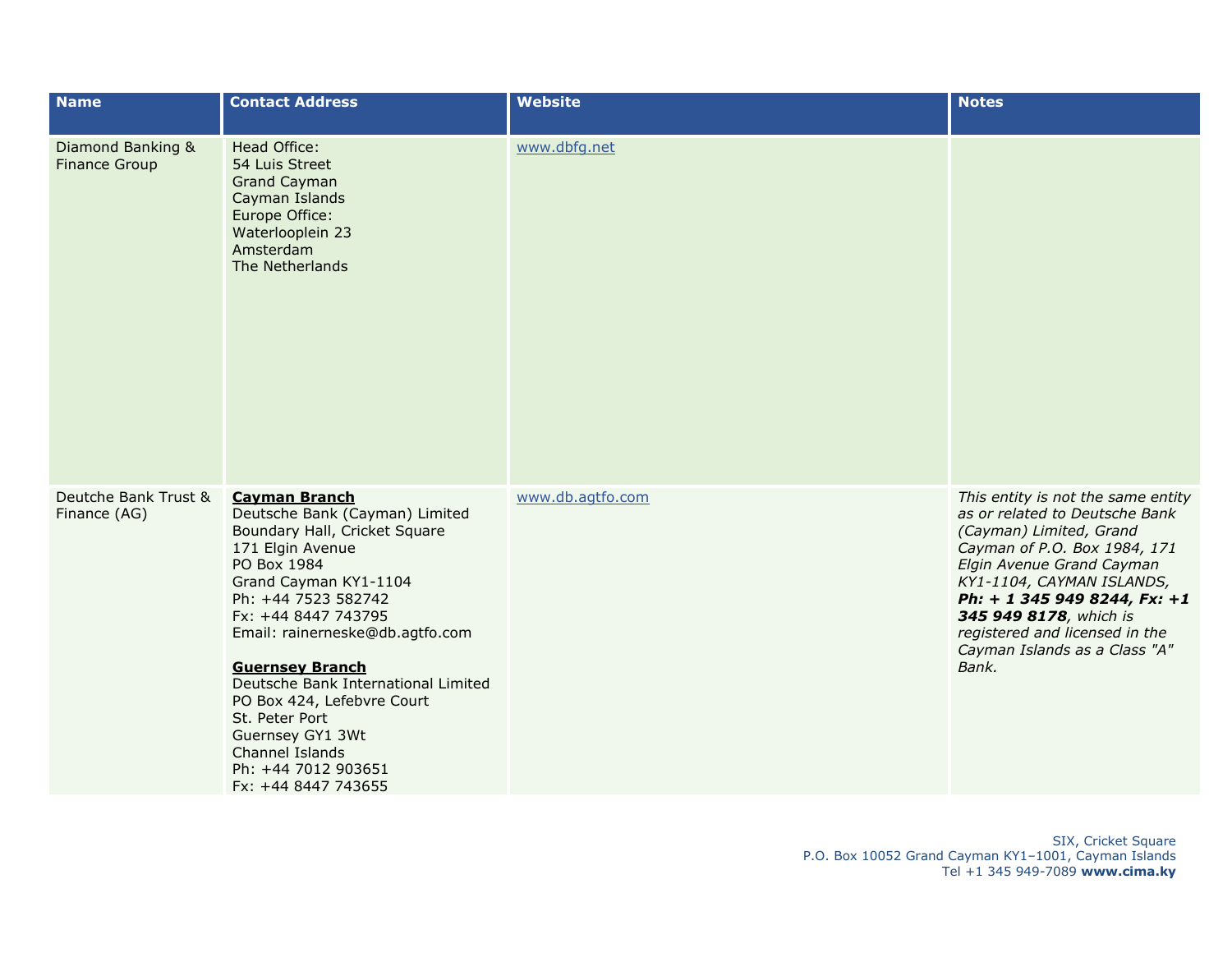| Name | Contact Address | Website | Notes |
| --- | --- | --- | --- |
| Diamond Banking & Finance Group | Head Office:<br>54 Luis Street<br>Grand Cayman<br>Cayman Islands<br>Europe Office:<br>Waterlooplein 23<br>Amsterdam<br>The Netherlands | www.dbfg.net | |
| Deutche Bank Trust & Finance (AG) | **Cayman Branch**<br>Deutsche Bank (Cayman) Limited<br>Boundary Hall, Cricket Square<br>171 Elgin Avenue<br>PO Box 1984<br>Grand Cayman KY1-1104<br>Ph: +44 7523 582742<br>Fx: +44 8447 743795<br>Email: rainerneske@db.agtfo.com<br><br>**Guernsey Branch**<br>Deutsche Bank International Limited<br>PO Box 424, Lefebvre Court<br>St. Peter Port<br>Guernsey GY1 3Wt<br>Channel Islands<br>Ph: +44 7012 903651<br>Fx: +44 8447 743655 | www.db.agtfo.com | *This entity is not the same entity as or related to Deutsche Bank (Cayman) Limited, Grand Cayman of P.O. Box 1984, 171 Elgin Avenue Grand Cayman KY1-1104, CAYMAN ISLANDS,* ***Ph: + 1 345 949 8244, Fx: +1 345 949 8178****, which is registered and licensed in the Cayman Islands as a Class "A" Bank.* |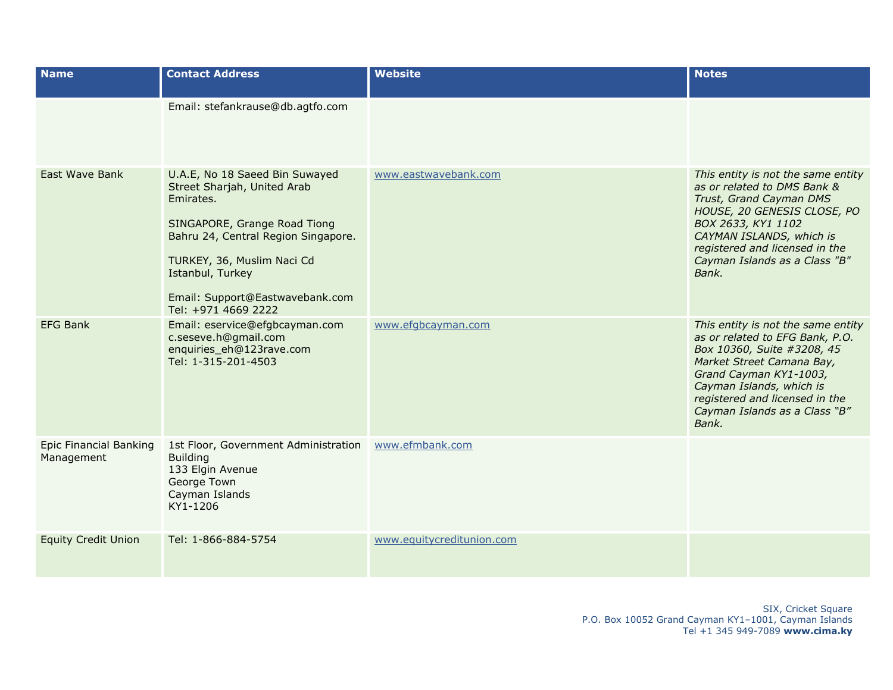| Name | Contact Address | Website | Notes |
|---|---|---|---|
| | Email: stefankrause@db.agtfo.com | | |
| East Wave Bank | U.A.E, No 18 Saeed Bin Suwayed Street Sharjah, United Arab Emirates.<br><br>SINGAPORE, Grange Road Tiong Bahru 24, Central Region Singapore.<br><br>TURKEY, 36, Muslim Naci Cd Istanbul, Turkey<br><br>Email: Support@Eastwavebank.com<br>Tel: +971 4669 2222 | www.eastwavebank.com | *This entity is not the same entity as or related to DMS Bank & Trust, Grand Cayman DMS HOUSE, 20 GENESIS CLOSE, PO BOX 2633, KY1 1102 CAYMAN ISLANDS, which is registered and licensed in the Cayman Islands as a Class "B" Bank.* |
| EFG Bank | Email: eservice@efgbcayman.com<br>c.seseve.h@gmail.com<br>enquiries_eh@123rave.com<br>Tel: 1-315-201-4503 | www.efgbcayman.com | *This entity is not the same entity as or related to EFG Bank, P.O. Box 10360, Suite #3208, 45 Market Street Camana Bay, Grand Cayman KY1-1003, Cayman Islands, which is registered and licensed in the Cayman Islands as a Class "B" Bank.* |
| Epic Financial Banking Management | 1st Floor, Government Administration Building<br>133 Elgin Avenue<br>George Town<br>Cayman Islands<br>KY1-1206 | www.efmbank.com | |
| Equity Credit Union | Tel: 1-866-884-5754 | www.equitycreditunion.com | |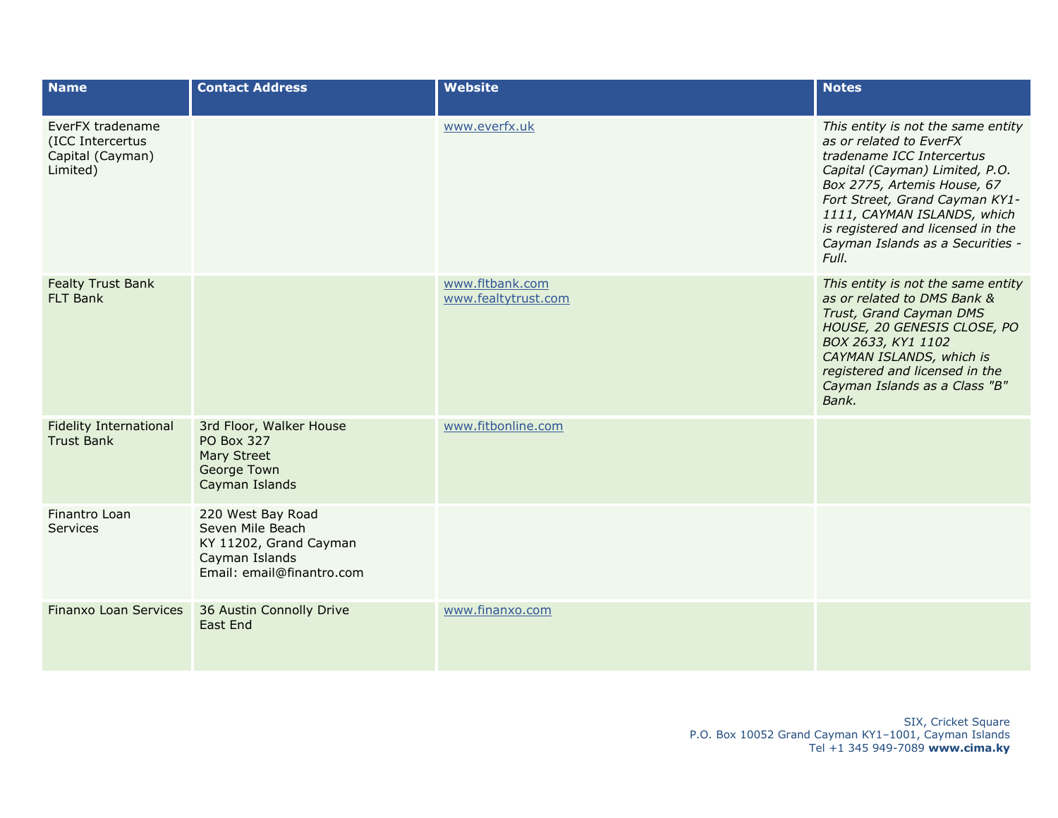| Name | Contact Address | Website | Notes |
|---|---|---|---|
| EverFX tradename (ICC Intercertus Capital (Cayman) Limited) | | www.everfx.uk | *This entity is not the same entity as or related to EverFX tradename ICC Intercertus Capital (Cayman) Limited, P.O. Box 2775, Artemis House, 67 Fort Street, Grand Cayman KY1-1111, CAYMAN ISLANDS, which is registered and licensed in the Cayman Islands as a Securities - Full.* |
| Fealty Trust Bank<br>FLT Bank | | www.fltbank.com<br>www.fealtytrust.com | *This entity is not the same entity as or related to DMS Bank & Trust, Grand Cayman DMS HOUSE, 20 GENESIS CLOSE, PO BOX 2633, KY1 1102 CAYMAN ISLANDS, which is registered and licensed in the Cayman Islands as a Class "B" Bank.* |
| Fidelity International Trust Bank | 3rd Floor, Walker House<br>PO Box 327<br>Mary Street<br>George Town<br>Cayman Islands | www.fitbonline.com | |
| Finantro Loan Services | 220 West Bay Road<br>Seven Mile Beach<br>KY 11202, Grand Cayman<br>Cayman Islands<br>Email: email@finantro.com | | |
| Finanxo Loan Services | 36 Austin Connolly Drive<br>East End | www.finanxo.com | |

SIX, Cricket Square
P.O. Box 10052 Grand Cayman KY1–1001, Cayman Islands
Tel +1 345 949-7089 **www.cima.ky**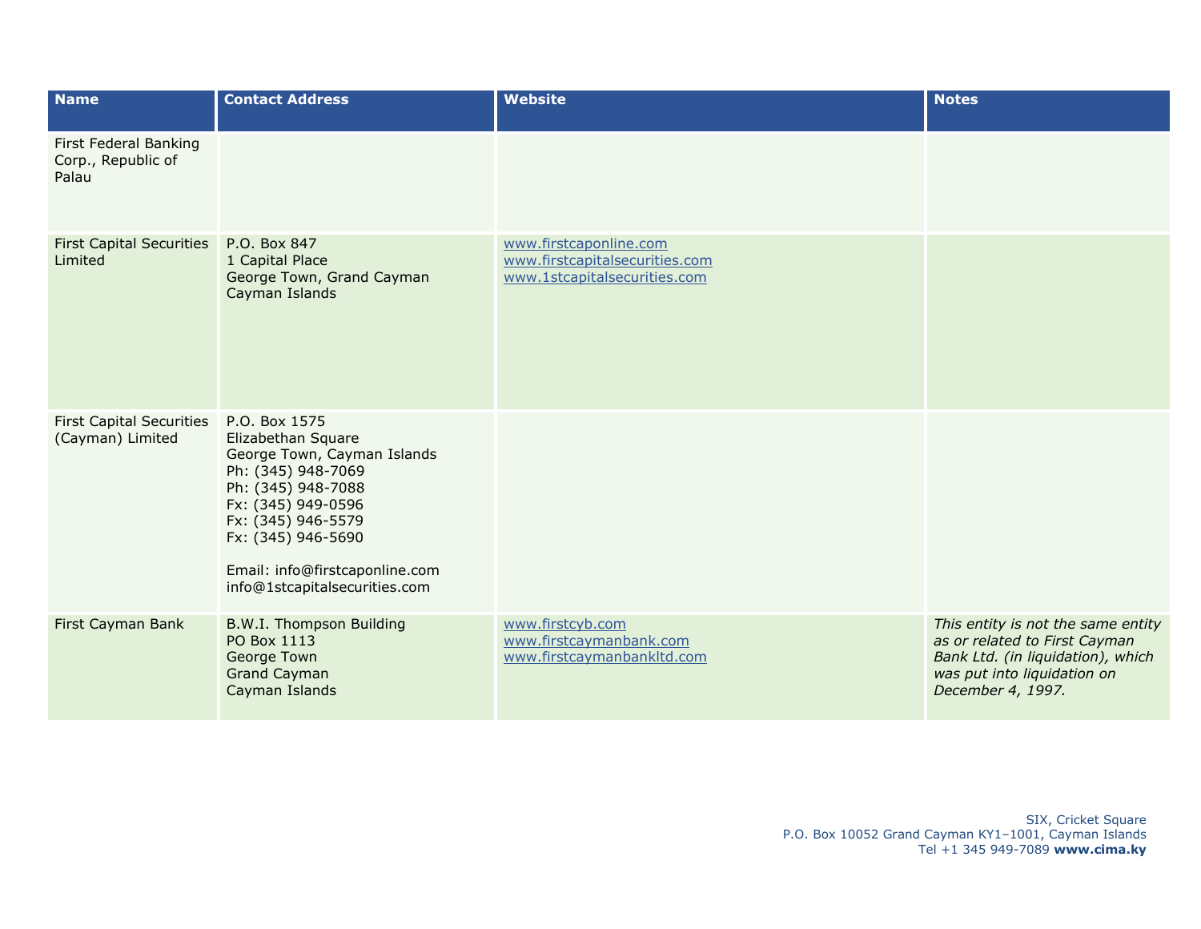| Name | Contact Address | Website | Notes |
|---|---|---|---|
| First Federal Banking Corp., Republic of Palau | | | |
| First Capital Securities Limited | P.O. Box 847<br>1 Capital Place<br>George Town, Grand Cayman<br>Cayman Islands | www.firstcaponline.com<br>www.firstcapitalsecurities.com<br>www.1stcapitalsecurities.com | |
| First Capital Securities (Cayman) Limited | P.O. Box 1575<br>Elizabethan Square<br>George Town, Cayman Islands<br>Ph: (345) 948-7069<br>Ph: (345) 948-7088<br>Fx: (345) 949-0596<br>Fx: (345) 946-5579<br>Fx: (345) 946-5690<br><br>Email: info@firstcaponline.com<br>info@1stcapitalsecurities.com | | |
| First Cayman Bank | B.W.I. Thompson Building<br>PO Box 1113<br>George Town<br>Grand Cayman<br>Cayman Islands | www.firstcyb.com<br>www.firstcaymanbank.com<br>www.firstcaymanbankltd.com | *This entity is not the same entity as or related to First Cayman Bank Ltd. (in liquidation), which was put into liquidation on December 4, 1997.* |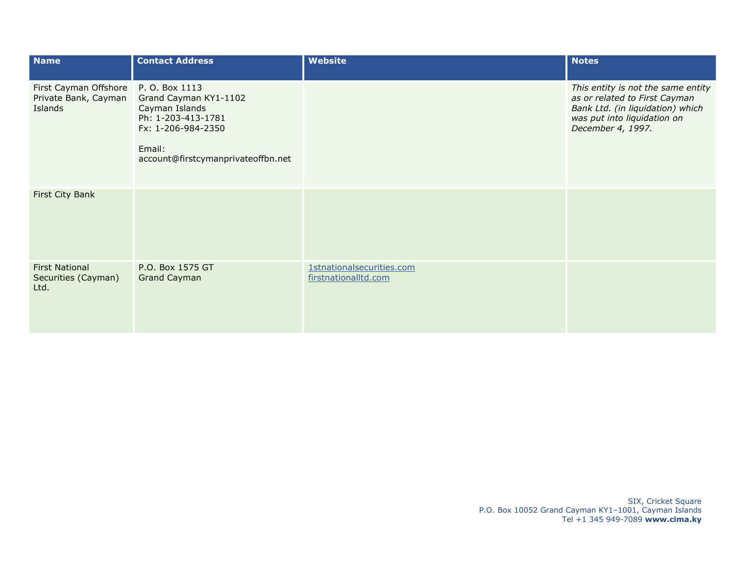| Name | Contact Address | Website | Notes |
|---|---|---|---|
| First Cayman Offshore Private Bank, Cayman Islands | P. O. Box 1113<br>Grand Cayman KY1-1102<br>Cayman Islands<br>Ph: 1-203-413-1781<br>Fx: 1-206-984-2350<br><br>Email:<br>account@firstcymanprivateoffbn.net | | *This entity is not the same entity as or related to First Cayman Bank Ltd. (in liquidation) which was put into liquidation on December 4, 1997.* |
| First City Bank | | | |
| First National Securities (Cayman) Ltd. | P.O. Box 1575 GT<br>Grand Cayman | 1stnationalsecurities.com<br>firstnationalltd.com | |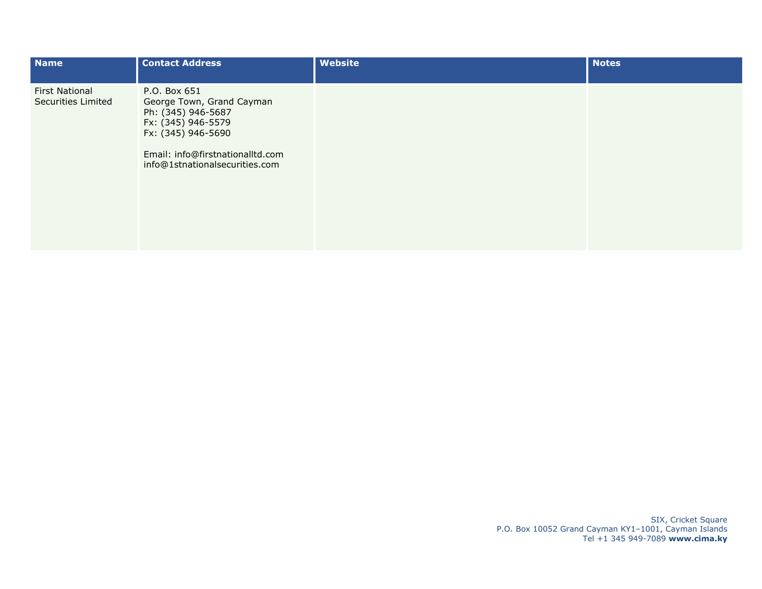| Name | Contact Address | Website | Notes |
| --- | --- | --- | --- |
| First National Securities Limited | P.O. Box 651<br>George Town, Grand Cayman<br>Ph: (345) 946-5687<br>Fx: (345) 946-5579<br>Fx: (345) 946-5690<br><br>Email: info@firstnationalltd.com<br>info@1stnationalsecurities.com | | |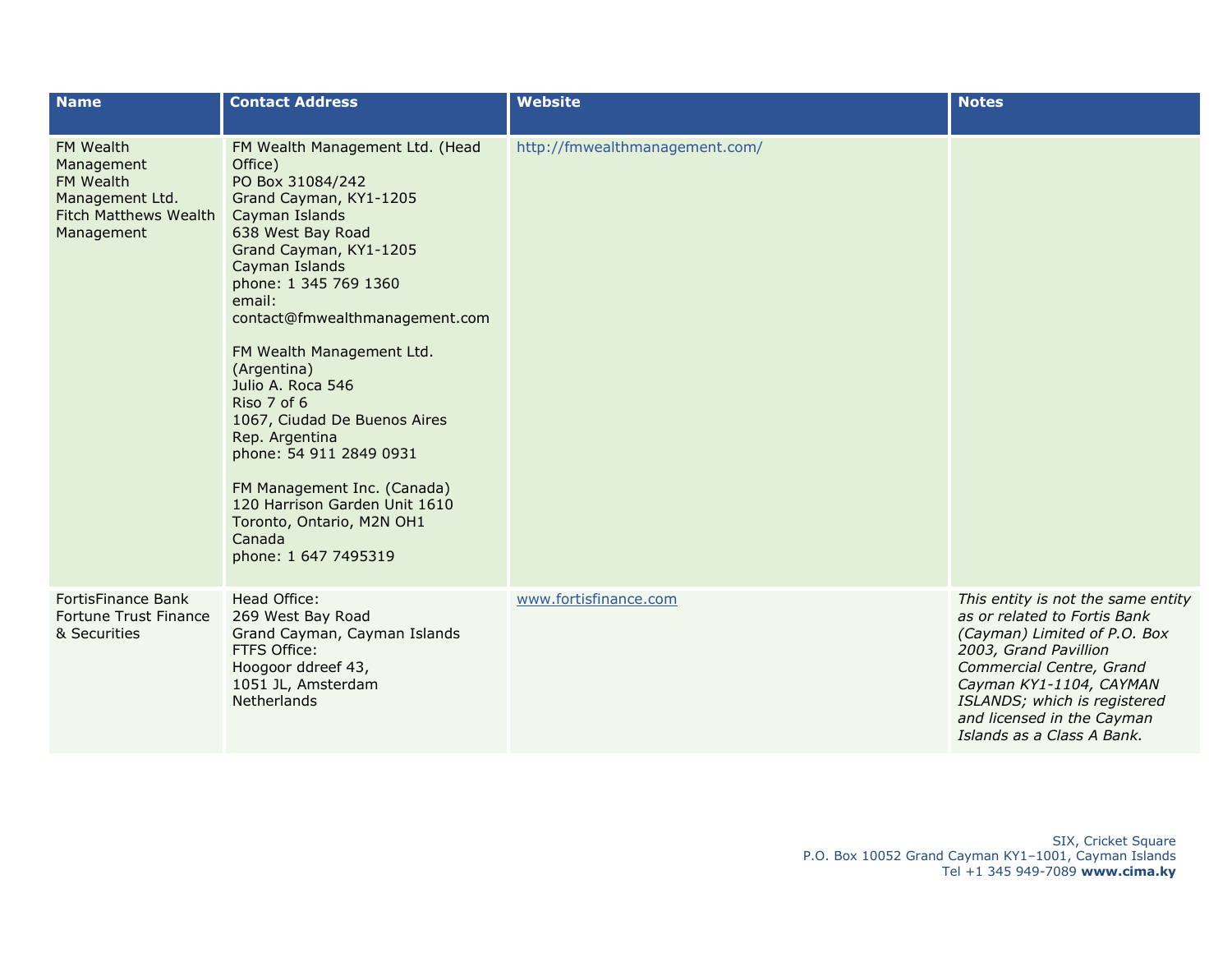| Name | Contact Address | Website | Notes |
|---|---|---|---|
| FM Wealth Management<br>FM Wealth Management Ltd.<br>Fitch Matthews Wealth Management | FM Wealth Management Ltd. (Head Office)<br>PO Box 31084/242<br>Grand Cayman, KY1-1205<br>Cayman Islands<br>638 West Bay Road<br>Grand Cayman, KY1-1205<br>Cayman Islands<br>phone: 1 345 769 1360<br>email: contact@fmwealthmanagement.com<br><br>FM Wealth Management Ltd. (Argentina)<br>Julio A. Roca 546<br>Riso 7 of 6<br>1067, Ciudad De Buenos Aires<br>Rep. Argentina<br>phone: 54 911 2849 0931<br><br>FM Management Inc. (Canada)<br>120 Harrison Garden Unit 1610<br>Toronto, Ontario, M2N OH1<br>Canada<br>phone: 1 647 7495319 | http://fmwealthmanagement.com/ | |
| FortisFinance Bank<br>Fortune Trust Finance & Securities | Head Office:<br>269 West Bay Road<br>Grand Cayman, Cayman Islands<br>FTFS Office:<br>Hoogoor ddreef 43,<br>1051 JL, Amsterdam<br>Netherlands | www.fortisfinance.com | *This entity is not the same entity as or related to Fortis Bank (Cayman) Limited of P.O. Box 2003, Grand Pavillion Commercial Centre, Grand Cayman KY1-1104, CAYMAN ISLANDS; which is registered and licensed in the Cayman Islands as a Class A Bank.* |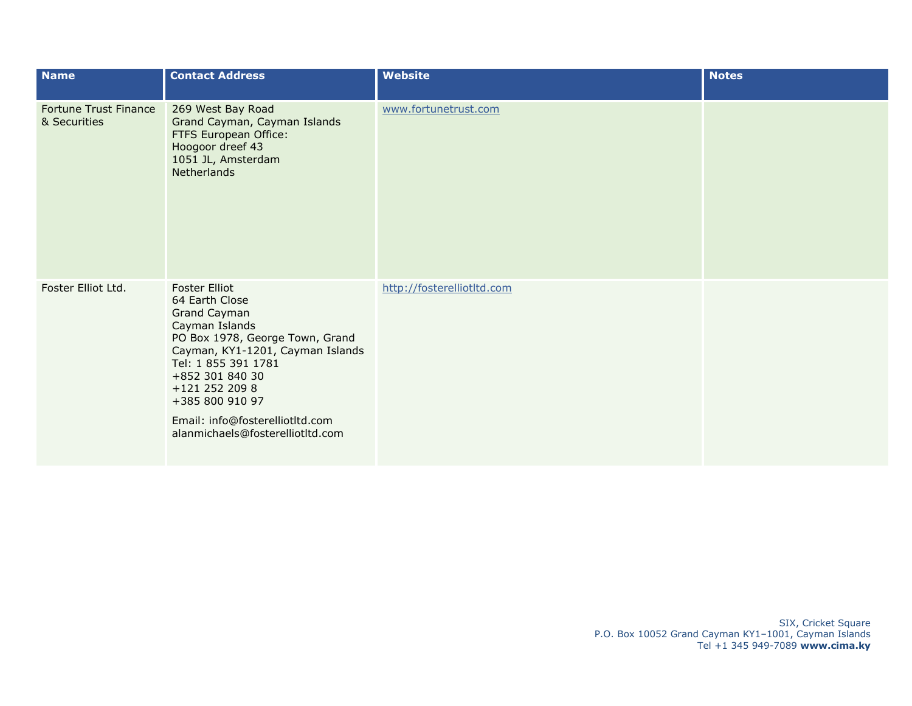| Name | Contact Address | Website | Notes |
|---|---|---|---|
| Fortune Trust Finance & Securities | 269 West Bay Road<br>Grand Cayman, Cayman Islands<br>FTFS European Office:<br>Hoogoor dreef 43<br>1051 JL, Amsterdam<br>Netherlands | www.fortunetrust.com | |
| Foster Elliot Ltd. | Foster Elliot<br>64 Earth Close<br>Grand Cayman<br>Cayman Islands<br>PO Box 1978, George Town, Grand Cayman, KY1-1201, Cayman Islands<br>Tel: 1 855 391 1781<br>+852 301 840 30<br>+121 252 209 8<br>+385 800 910 97<br>Email: info@fosterelliotltd.com<br>alanmichaels@fosterelliotltd.com | http://fosterelliotltd.com | |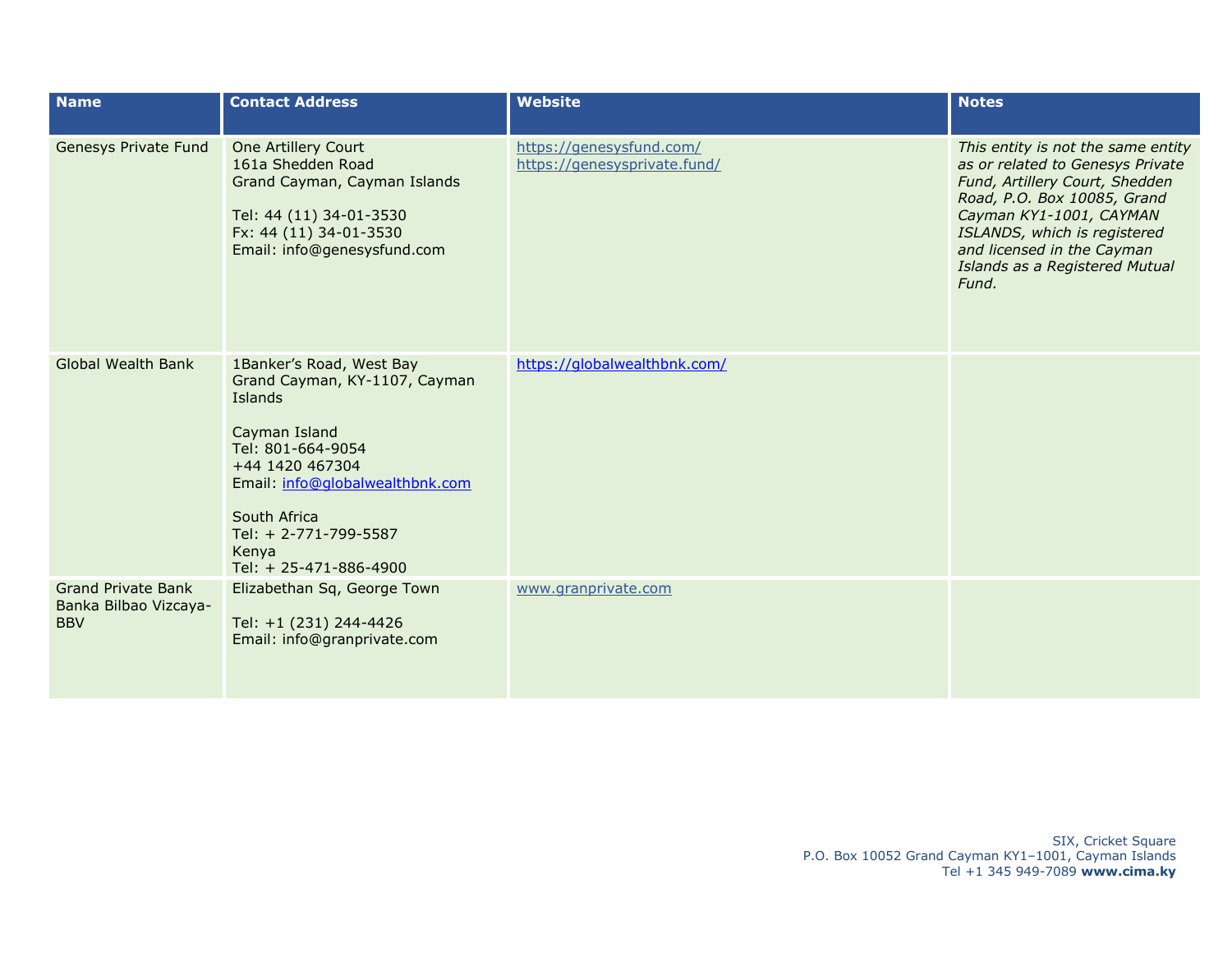| Name | Contact Address | Website | Notes |
| --- | --- | --- | --- |
| Genesys Private Fund | One Artillery Court<br>161a Shedden Road<br>Grand Cayman, Cayman Islands<br><br>Tel: 44 (11) 34-01-3530<br>Fx: 44 (11) 34-01-3530<br>Email: info@genesysfund.com | https://genesysfund.com/<br>https://genesysprivate.fund/ | *This entity is not the same entity as or related to Genesys Private Fund, Artillery Court, Shedden Road, P.O. Box 10085, Grand Cayman KY1-1001, CAYMAN ISLANDS, which is registered and licensed in the Cayman Islands as a Registered Mutual Fund.* |
| Global Wealth Bank | 1Banker's Road, West Bay<br>Grand Cayman, KY-1107, Cayman Islands<br><br>Cayman Island<br>Tel: 801-664-9054<br>+44 1420 467304<br>Email: info@globalwealthbnk.com<br><br>South Africa<br>Tel: + 2-771-799-5587<br>Kenya<br>Tel: + 25-471-886-4900 | https://globalwealthbnk.com/ | |
| Grand Private Bank Banka Bilbao Vizcaya-BBV | Elizabethan Sq, George Town<br><br>Tel: +1 (231) 244-4426<br>Email: info@granprivate.com | www.granprivate.com | |

SIX, Cricket Square
P.O. Box 10052 Grand Cayman KY1–1001, Cayman Islands
Tel +1 345 949-7089 **www.cima.ky**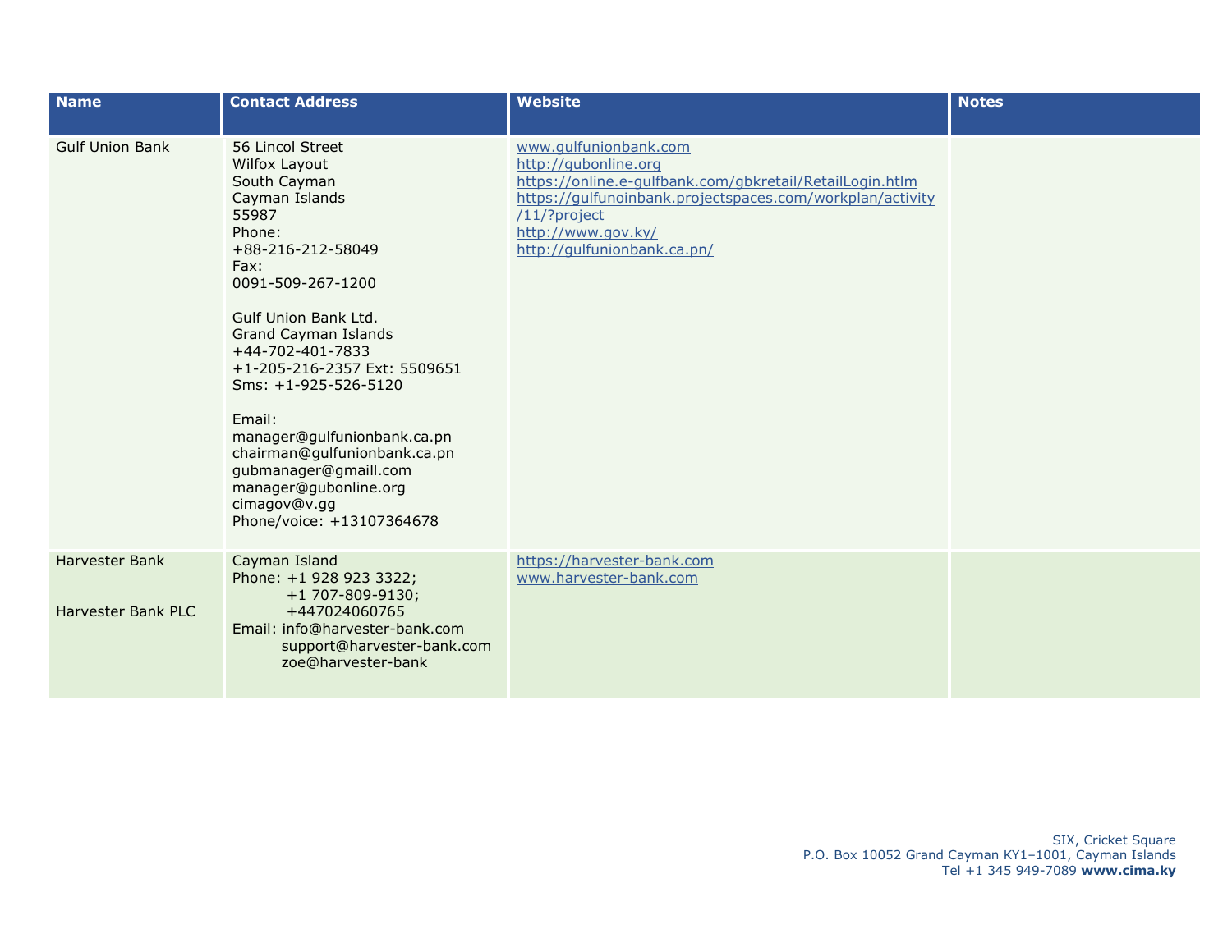| Name | Contact Address | Website | Notes |
|---|---|---|---|
| Gulf Union Bank | 56 Lincol Street<br>Wilfox Layout<br>South Cayman<br>Cayman Islands<br>55987<br>Phone:<br>+88-216-212-58049<br>Fax:<br>0091-509-267-1200<br><br>Gulf Union Bank Ltd.<br>Grand Cayman Islands<br>+44-702-401-7833<br>+1-205-216-2357 Ext: 5509651<br>Sms: +1-925-526-5120<br><br>Email:<br>manager@gulfunionbank.ca.pn<br>chairman@gulfunionbank.ca.pn<br>gubmanager@gmaill.com<br>manager@gubonline.org<br>cimagov@v.gg<br>Phone/voice: +13107364678 | www.gulfunionbank.com<br>http://gubonline.org<br>https://online.e-gulfbank.com/gbkretail/RetailLogin.htlm<br>https://gulfunoinbank.projectspaces.com/workplan/activity/11/?project<br>http://www.gov.ky/<br>http://gulfunionbank.ca.pn/ | |
| Harvester Bank<br><br>Harvester Bank PLC | Cayman Island<br>Phone: +1 928 923 3322;<br>+1 707-809-9130;<br>+447024060765<br>Email: info@harvester-bank.com<br>support@harvester-bank.com<br>zoe@harvester-bank | https://harvester-bank.com<br>www.harvester-bank.com | |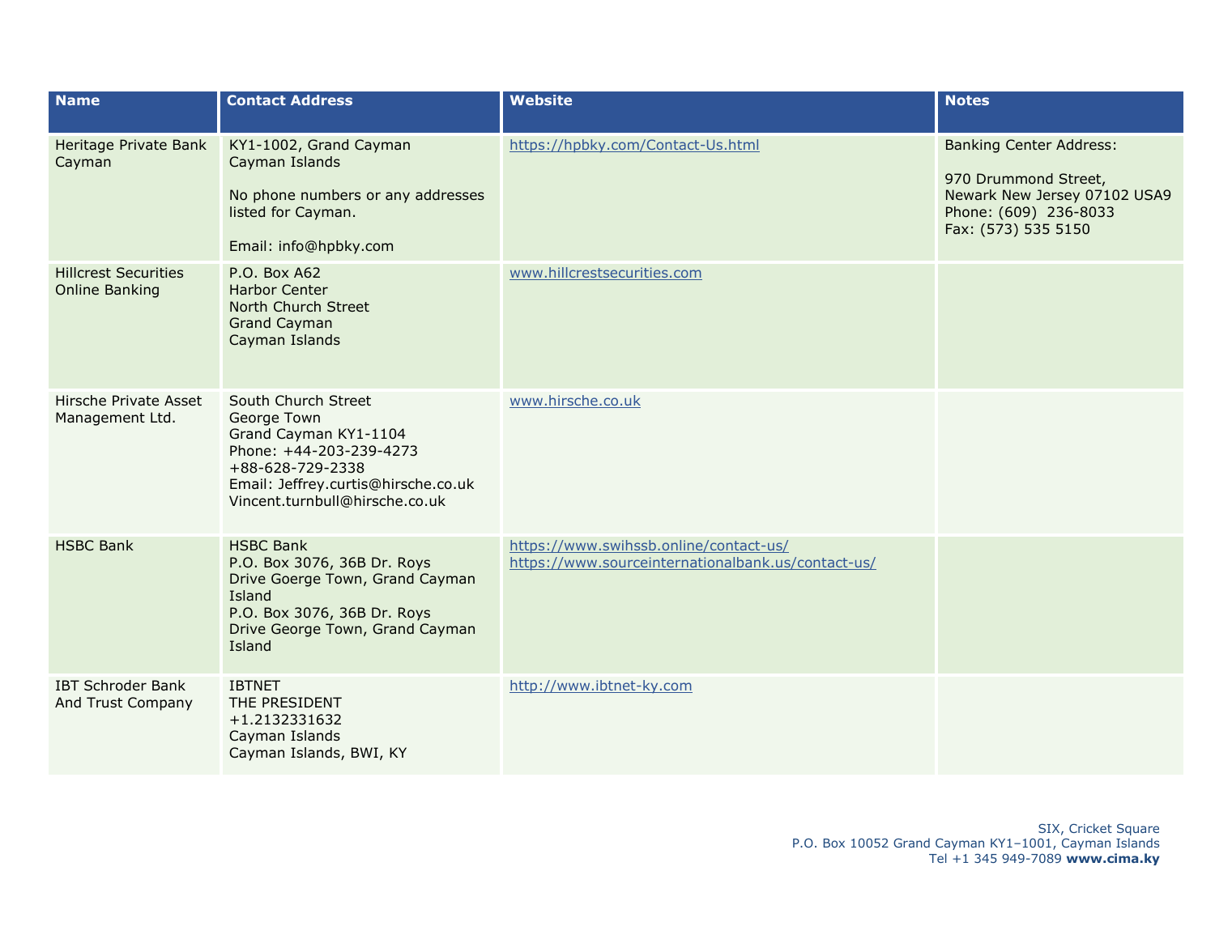| Name | Contact Address | Website | Notes |
| --- | --- | --- | --- |
| Heritage Private Bank Cayman | KY1-1002, Grand Cayman<br>Cayman Islands<br><br>No phone numbers or any addresses listed for Cayman.<br><br>Email: info@hpbky.com | https://hpbky.com/Contact-Us.html | Banking Center Address:<br><br>970 Drummond Street,<br>Newark New Jersey 07102 USA9<br>Phone: (609) 236-8033<br>Fax: (573) 535 5150 |
| Hillcrest Securities Online Banking | P.O. Box A62<br>Harbor Center<br>North Church Street<br>Grand Cayman<br>Cayman Islands | www.hillcrestsecurities.com | |
| Hirsche Private Asset Management Ltd. | South Church Street<br>George Town<br>Grand Cayman KY1-1104<br>Phone: +44-203-239-4273<br>+88-628-729-2338<br>Email: Jeffrey.curtis@hirsche.co.uk<br>Vincent.turnbull@hirsche.co.uk | www.hirsche.co.uk | |
| HSBC Bank | HSBC Bank<br>P.O. Box 3076, 36B Dr. Roys Drive Goerge Town, Grand Cayman Island<br>P.O. Box 3076, 36B Dr. Roys Drive George Town, Grand Cayman Island | https://www.swihssb.online/contact-us/<br>https://www.sourceinternationalbank.us/contact-us/ | |
| IBT Schroder Bank And Trust Company | IBTNET<br>THE PRESIDENT<br>+1.2132331632<br>Cayman Islands<br>Cayman Islands, BWI, KY | http://www.ibtnet-ky.com | |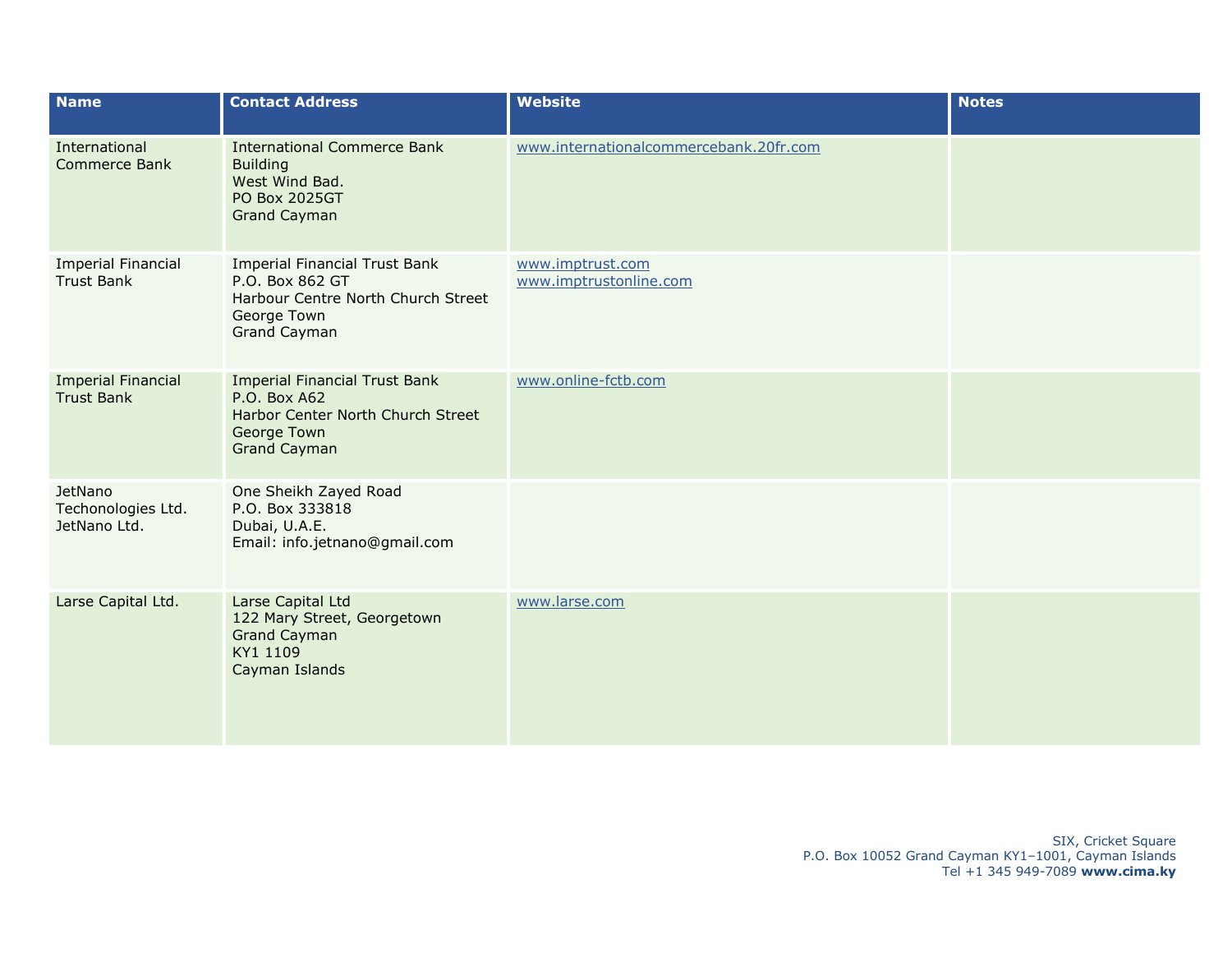| Name | Contact Address | Website | Notes |
|---|---|---|---|
| International Commerce Bank | International Commerce Bank Building<br>West Wind Bad.<br>PO Box 2025GT<br>Grand Cayman | www.internationalcommercebank.20fr.com | |
| Imperial Financial Trust Bank | Imperial Financial Trust Bank<br>P.O. Box 862 GT<br>Harbour Centre North Church Street<br>George Town<br>Grand Cayman | www.imptrust.com<br>www.imptrustonline.com | |
| Imperial Financial Trust Bank | Imperial Financial Trust Bank<br>P.O. Box A62<br>Harbor Center North Church Street<br>George Town<br>Grand Cayman | www.online-fctb.com | |
| JetNano Techonologies Ltd.<br>JetNano Ltd. | One Sheikh Zayed Road<br>P.O. Box 333818<br>Dubai, U.A.E.<br>Email: info.jetnano@gmail.com | | |
| Larse Capital Ltd. | Larse Capital Ltd<br>122 Mary Street, Georgetown<br>Grand Cayman<br>KY1 1109<br>Cayman Islands | www.larse.com | |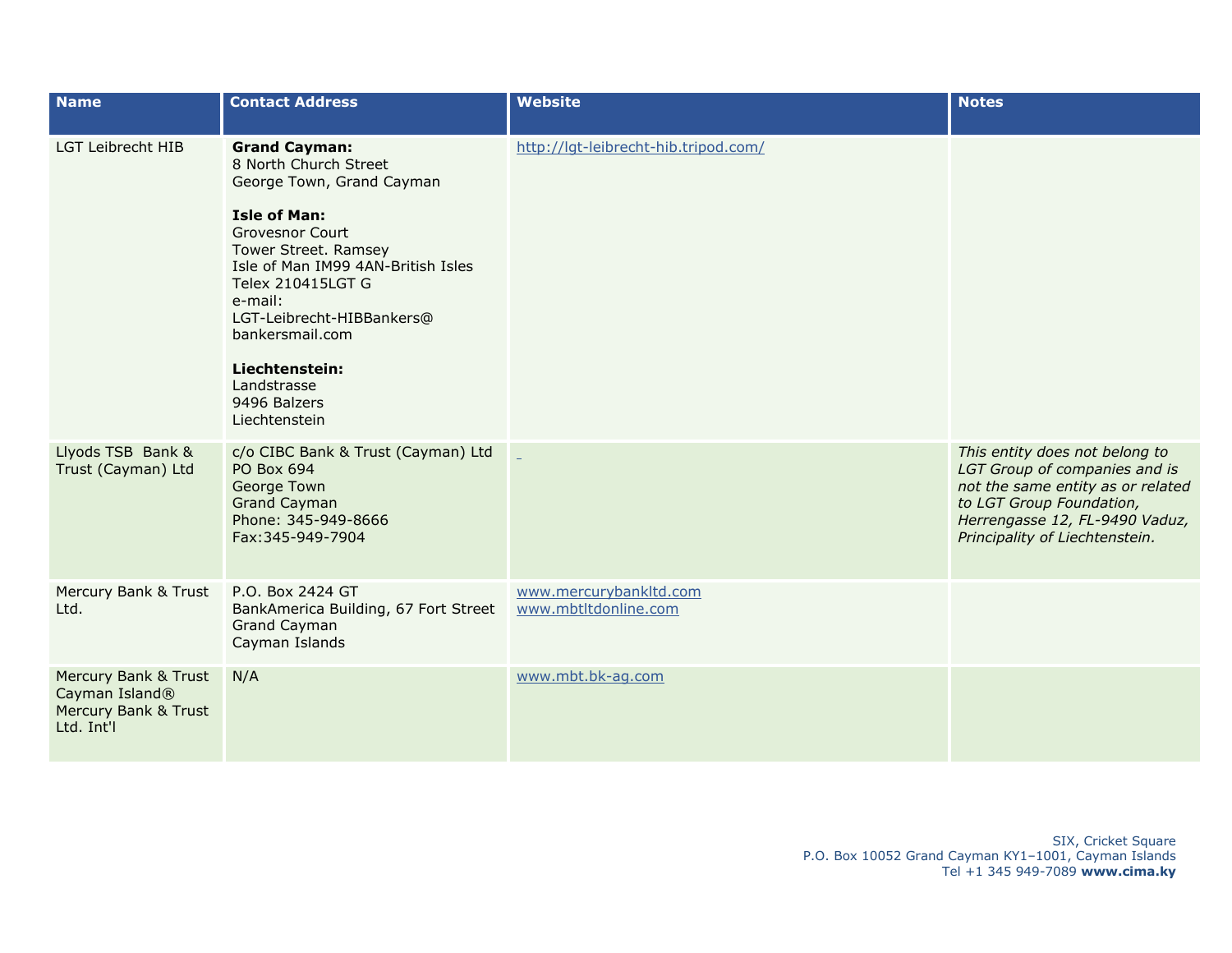| Name | Contact Address | Website | Notes |
|---|---|---|---|
| LGT Leibrecht HIB | **Grand Cayman:**<br>8 North Church Street<br>George Town, Grand Cayman<br><br>**Isle of Man:**<br>Grovesnor Court<br>Tower Street. Ramsey<br>Isle of Man IM99 4AN-British Isles<br>Telex 210415LGT G<br>e-mail:<br>LGT-Leibrecht-HIBBankers@<br>bankersmail.com<br><br>**Liechtenstein:**<br>Landstrasse<br>9496 Balzers<br>Liechtenstein | http://lgt-leibrecht-hib.tripod.com/ | |
| Llyods TSB Bank & Trust (Cayman) Ltd | c/o CIBC Bank & Trust (Cayman) Ltd<br>PO Box 694<br>George Town<br>Grand Cayman<br>Phone: 345-949-8666<br>Fax:345-949-7904 | | *This entity does not belong to LGT Group of companies and is not the same entity as or related to LGT Group Foundation, Herrengasse 12, FL-9490 Vaduz, Principality of Liechtenstein.* |
| Mercury Bank & Trust Ltd. | P.O. Box 2424 GT<br>BankAmerica Building, 67 Fort Street<br>Grand Cayman<br>Cayman Islands | www.mercurybankltd.com<br>www.mbtltdonline.com | |
| Mercury Bank & Trust Cayman Island®<br>Mercury Bank & Trust Ltd. Int'l | N/A | www.mbt.bk-ag.com | |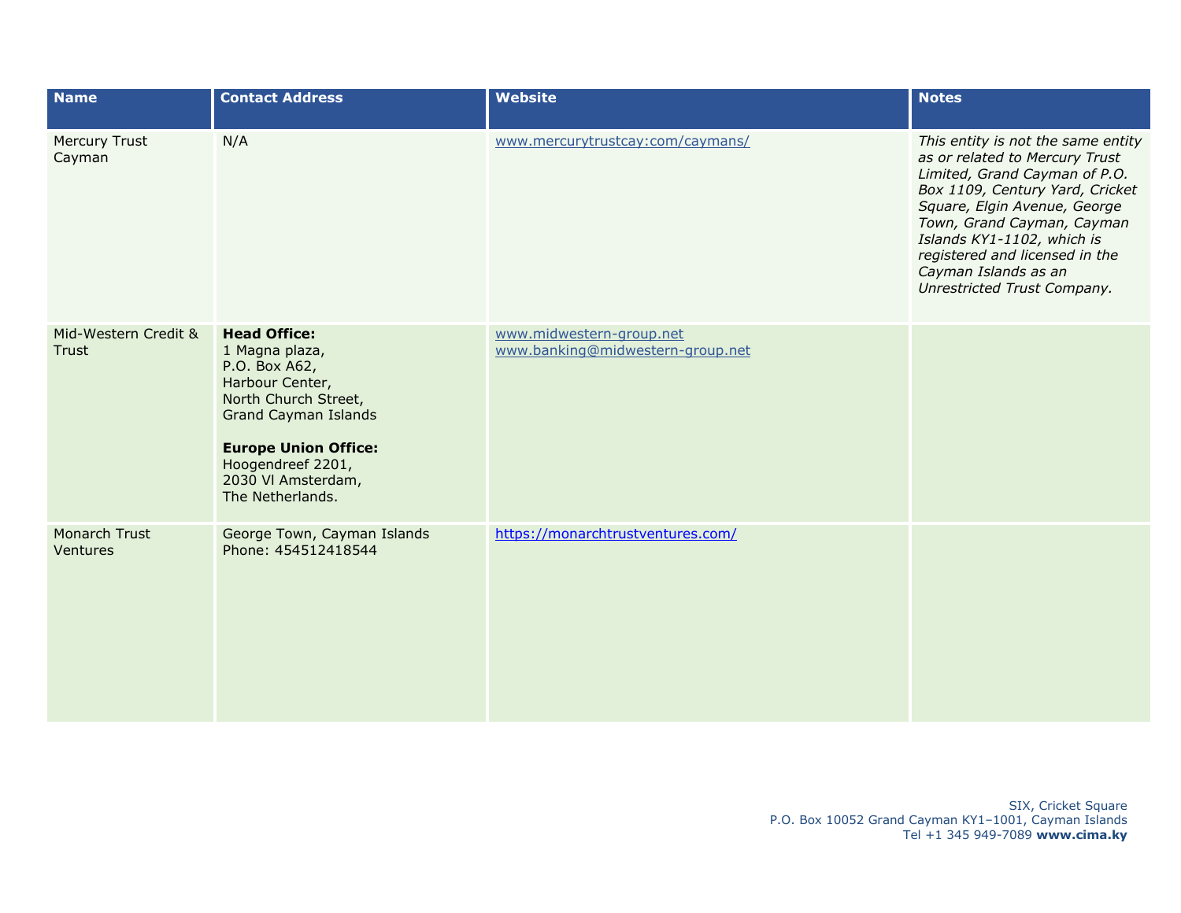| Name | Contact Address | Website | Notes |
| --- | --- | --- | --- |
| Mercury Trust Cayman | N/A | www.mercurytrustcay:com/caymans/ | *This entity is not the same entity as or related to Mercury Trust Limited, Grand Cayman of P.O. Box 1109, Century Yard, Cricket Square, Elgin Avenue, George Town, Grand Cayman, Cayman Islands KY1-1102, which is registered and licensed in the Cayman Islands as an Unrestricted Trust Company.* |
| Mid-Western Credit & Trust | **Head Office:**<br>1 Magna plaza,<br>P.O. Box A62,<br>Harbour Center,<br>North Church Street,<br>Grand Cayman Islands<br><br>**Europe Union Office:**<br>Hoogendreef 2201,<br>2030 Vl Amsterdam,<br>The Netherlands. | www.midwestern-group.net<br>www.banking@midwestern-group.net | |
| Monarch Trust Ventures | George Town, Cayman Islands<br>Phone: 454512418544 | https://monarchtrustventures.com/ | |

SIX, Cricket Square
P.O. Box 10052 Grand Cayman KY1–1001, Cayman Islands
Tel +1 345 949-7089 **www.cima.ky**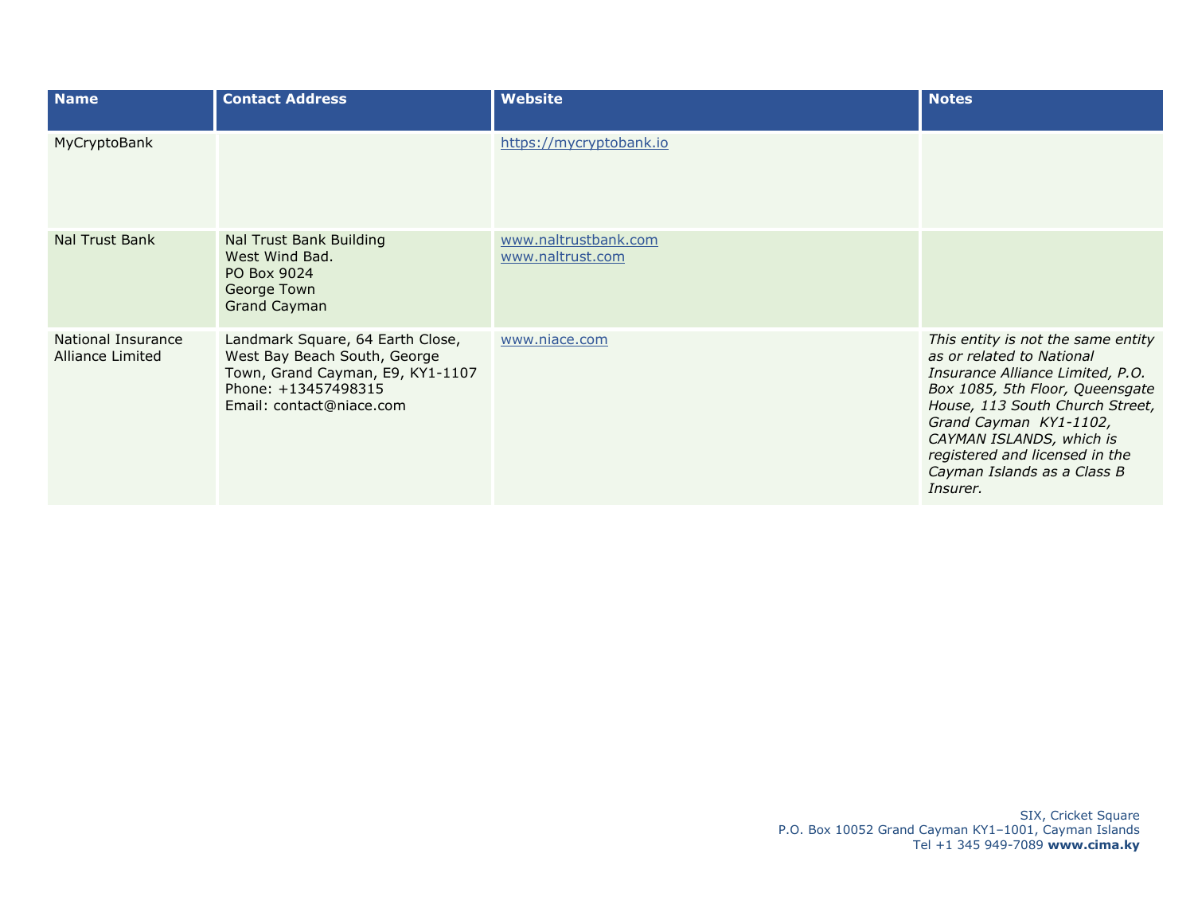| Name | Contact Address | Website | Notes |
|---|---|---|---|
| MyCryptoBank | | https://mycryptobank.io | |
| Nal Trust Bank | Nal Trust Bank Building<br>West Wind Bad.<br>PO Box 9024<br>George Town<br>Grand Cayman | www.naltrustbank.com<br>www.naltrust.com | |
| National Insurance Alliance Limited | Landmark Square, 64 Earth Close, West Bay Beach South, George Town, Grand Cayman, E9, KY1-1107<br>Phone: +13457498315<br>Email: contact@niace.com | www.niace.com | *This entity is not the same entity as or related to National Insurance Alliance Limited, P.O. Box 1085, 5th Floor, Queensgate House, 113 South Church Street, Grand Cayman KY1-1102, CAYMAN ISLANDS, which is registered and licensed in the Cayman Islands as a Class B Insurer.* |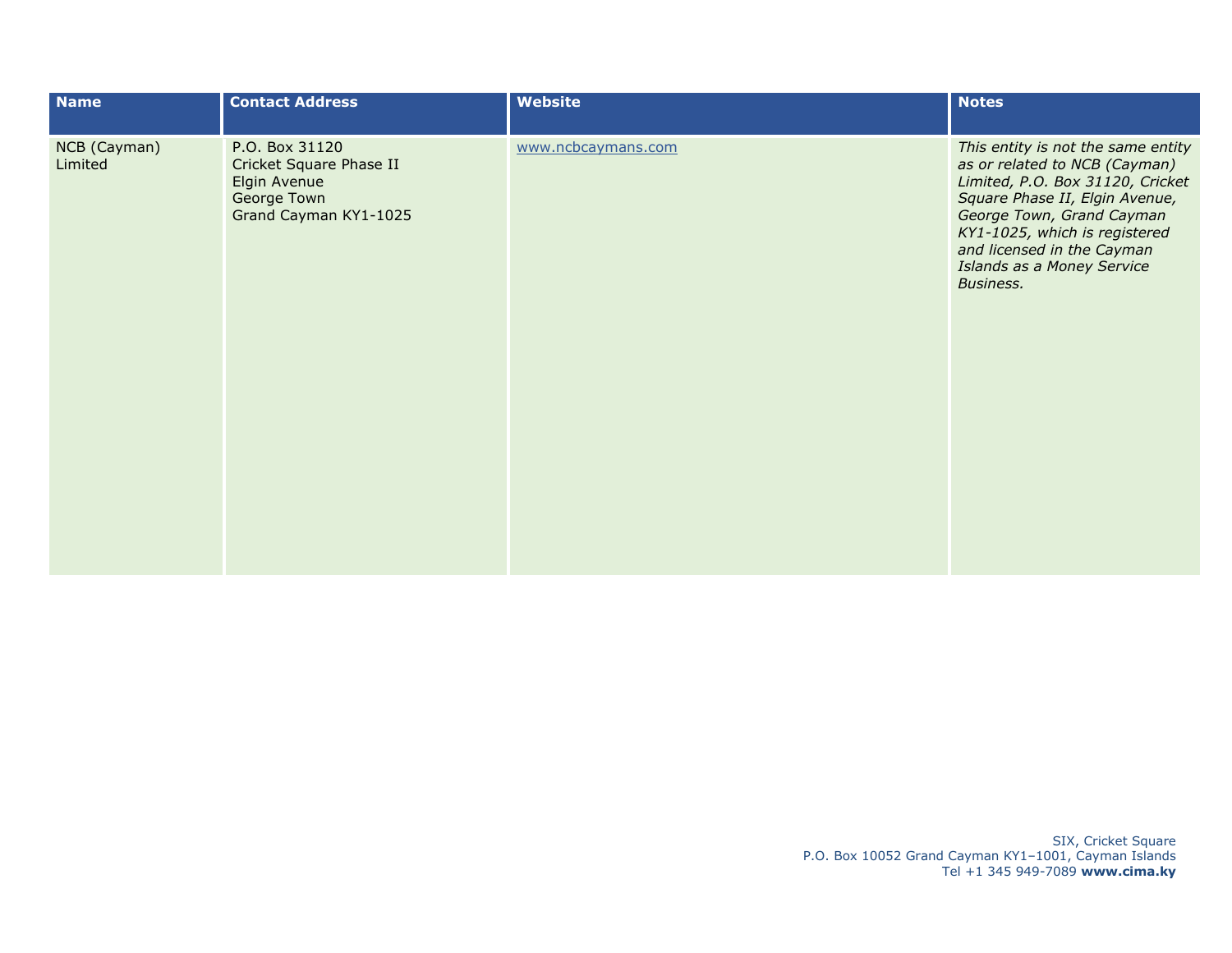| Name | Contact Address | Website | Notes |
|---|---|---|---|
| NCB (Cayman) Limited | P.O. Box 31120<br>Cricket Square Phase II<br>Elgin Avenue<br>George Town<br>Grand Cayman KY1-1025 | www.ncbcaymans.com | *This entity is not the same entity as or related to NCB (Cayman) Limited, P.O. Box 31120, Cricket Square Phase II, Elgin Avenue, George Town, Grand Cayman KY1-1025, which is registered and licensed in the Cayman Islands as a Money Service Business.* |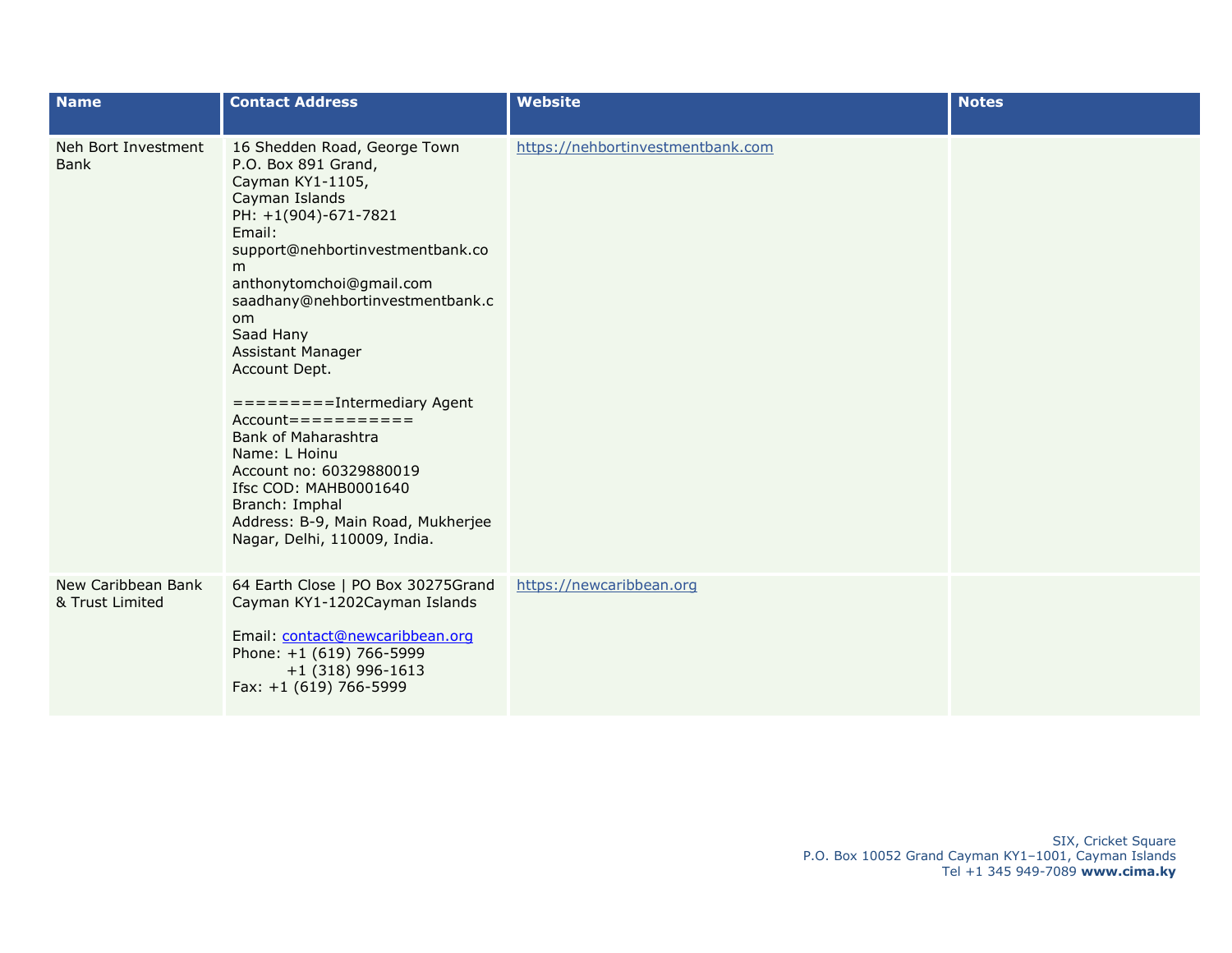| Name | Contact Address | Website | Notes |
|---|---|---|---|
| Neh Bort Investment Bank | 16 Shedden Road, George Town<br>P.O. Box 891 Grand,<br>Cayman KY1-1105,<br>Cayman Islands<br>PH: +1(904)-671-7821<br>Email:<br>support@nehbortinvestmentbank.com<br>anthonytomchoi@gmail.com<br>saadhany@nehbortinvestmentbank.com<br>Saad Hany<br>Assistant Manager<br>Account Dept.<br><br>=========Intermediary Agent Account===========<br>Bank of Maharashtra<br>Name: L Hoinu<br>Account no: 60329880019<br>Ifsc COD: MAHB0001640<br>Branch: Imphal<br>Address: B-9, Main Road, Mukherjee Nagar, Delhi, 110009, India. | https://nehbortinvestmentbank.com | |
| New Caribbean Bank & Trust Limited | 64 Earth Close \| PO Box 30275Grand Cayman KY1-1202Cayman Islands<br><br>Email: contact@newcaribbean.org<br>Phone: +1 (619) 766-5999<br>+1 (318) 996-1613<br>Fax: +1 (619) 766-5999 | https://newcaribbean.org | |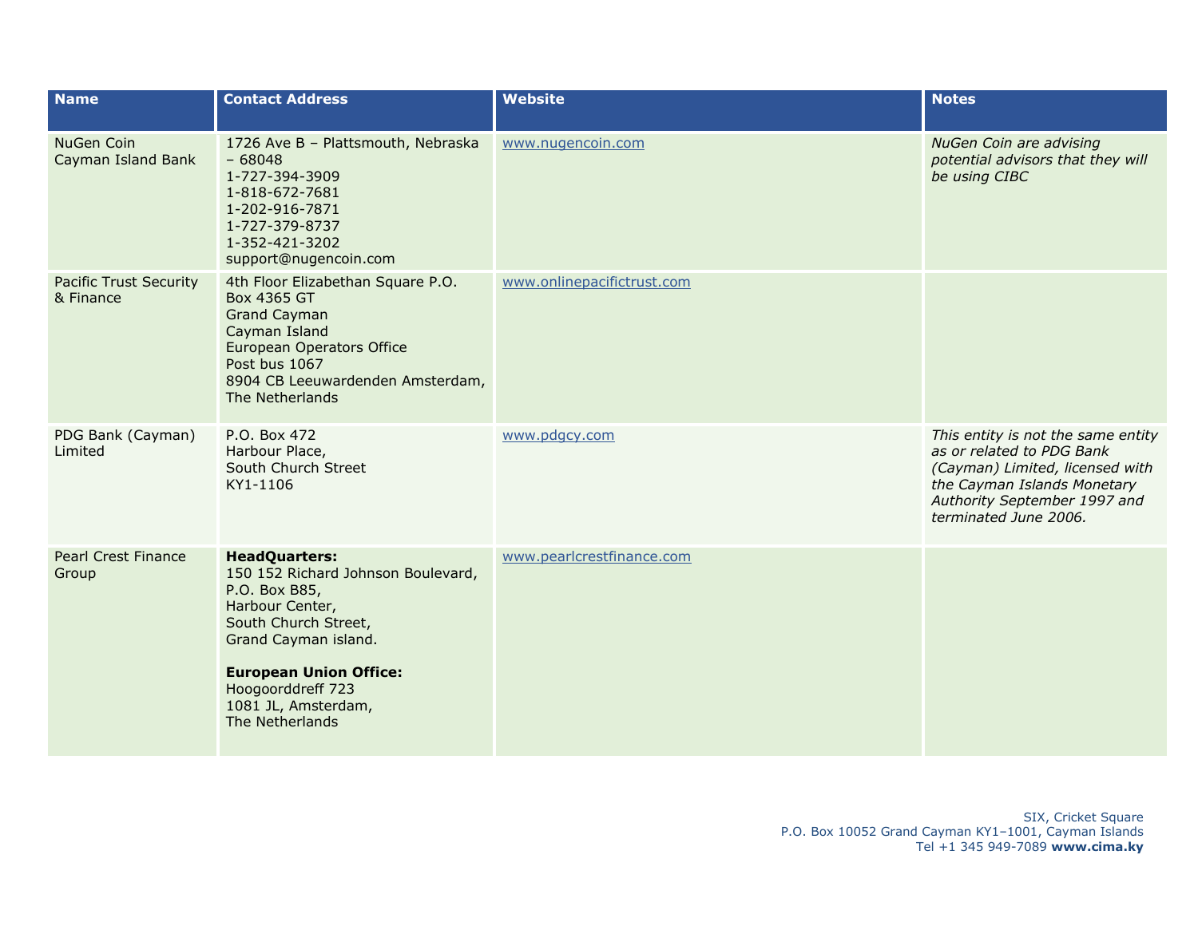| Name | Contact Address | Website | Notes |
|---|---|---|---|
| NuGen Coin Cayman Island Bank | 1726 Ave B – Plattsmouth, Nebraska – 68048<br>1-727-394-3909<br>1-818-672-7681<br>1-202-916-7871<br>1-727-379-8737<br>1-352-421-3202<br>support@nugencoin.com | www.nugencoin.com | *NuGen Coin are advising potential advisors that they will be using CIBC* |
| Pacific Trust Security & Finance | 4th Floor Elizabethan Square P.O. Box 4365 GT<br>Grand Cayman<br>Cayman Island<br>European Operators Office<br>Post bus 1067<br>8904 CB Leeuwardenden Amsterdam, The Netherlands | www.onlinepacifictrust.com | |
| PDG Bank (Cayman) Limited | P.O. Box 472<br>Harbour Place,<br>South Church Street<br>KY1-1106 | www.pdgcy.com | *This entity is not the same entity as or related to PDG Bank (Cayman) Limited, licensed with the Cayman Islands Monetary Authority September 1997 and terminated June 2006.* |
| Pearl Crest Finance Group | **HeadQuarters:**<br>150 152 Richard Johnson Boulevard,<br>P.O. Box B85,<br>Harbour Center,<br>South Church Street,<br>Grand Cayman island.<br><br>**European Union Office:**<br>Hoogoorddreff 723<br>1081 JL, Amsterdam,<br>The Netherlands | www.pearlcrestfinance.com | |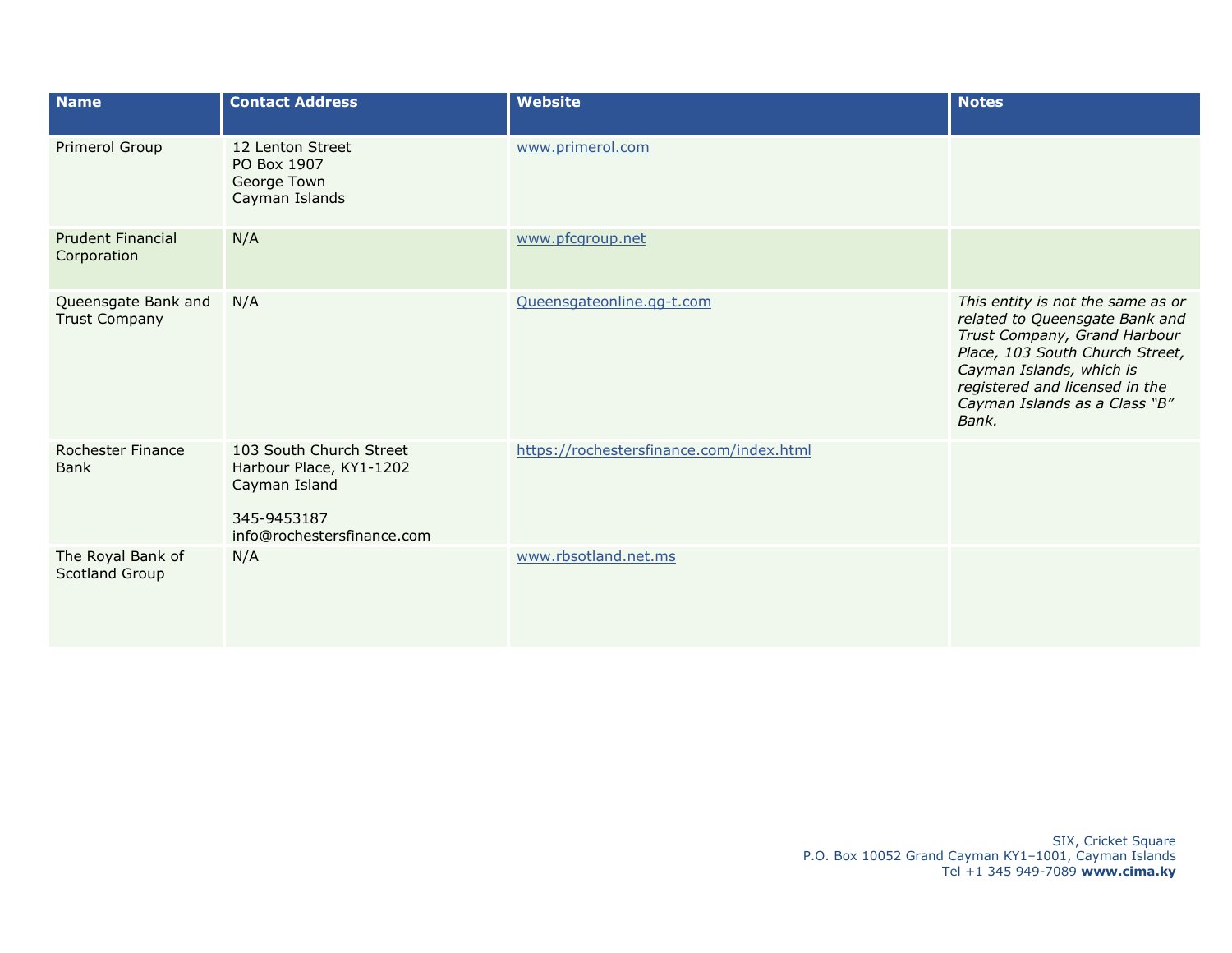| Name | Contact Address | Website | Notes |
|---|---|---|---|
| Primerol Group | 12 Lenton Street<br>PO Box 1907<br>George Town<br>Cayman Islands | www.primerol.com | |
| Prudent Financial Corporation | N/A | www.pfcgroup.net | |
| Queensgate Bank and Trust Company | N/A | Queensgateonline.qg-t.com | *This entity is not the same as or related to Queensgate Bank and Trust Company, Grand Harbour Place, 103 South Church Street, Cayman Islands, which is registered and licensed in the Cayman Islands as a Class "B" Bank.* |
| Rochester Finance Bank | 103 South Church Street<br>Harbour Place, KY1-1202<br>Cayman Island<br><br>345-9453187<br>info@rochestersfinance.com | https://rochestersfinance.com/index.html | |
| The Royal Bank of Scotland Group | N/A | www.rbsotland.net.ms | |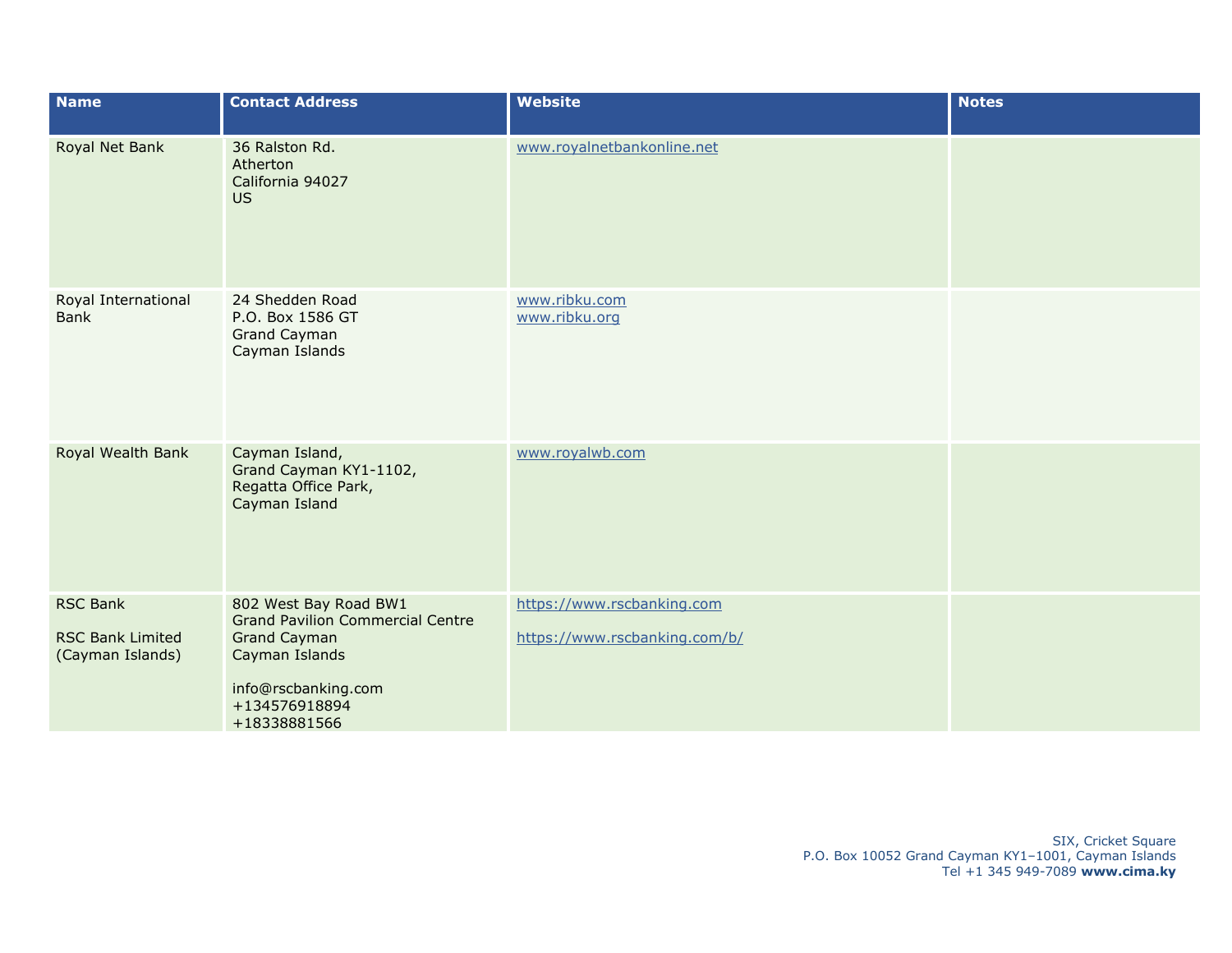| Name | Contact Address | Website | Notes |
|---|---|---|---|
| Royal Net Bank | 36 Ralston Rd.<br>Atherton<br>California 94027<br>US | www.royalnetbankonline.net | |
| Royal International Bank | 24 Shedden Road<br>P.O. Box 1586 GT<br>Grand Cayman<br>Cayman Islands | www.ribku.com<br>www.ribku.org | |
| Royal Wealth Bank | Cayman Island,<br>Grand Cayman KY1-1102,<br>Regatta Office Park,<br>Cayman Island | www.royalwb.com | |
| RSC Bank<br><br>RSC Bank Limited (Cayman Islands) | 802 West Bay Road BW1<br>Grand Pavilion Commercial Centre<br>Grand Cayman<br>Cayman Islands<br><br>info@rscbanking.com<br>+134576918894<br>+18338881566 | https://www.rscbanking.com<br><br>https://www.rscbanking.com/b/ | |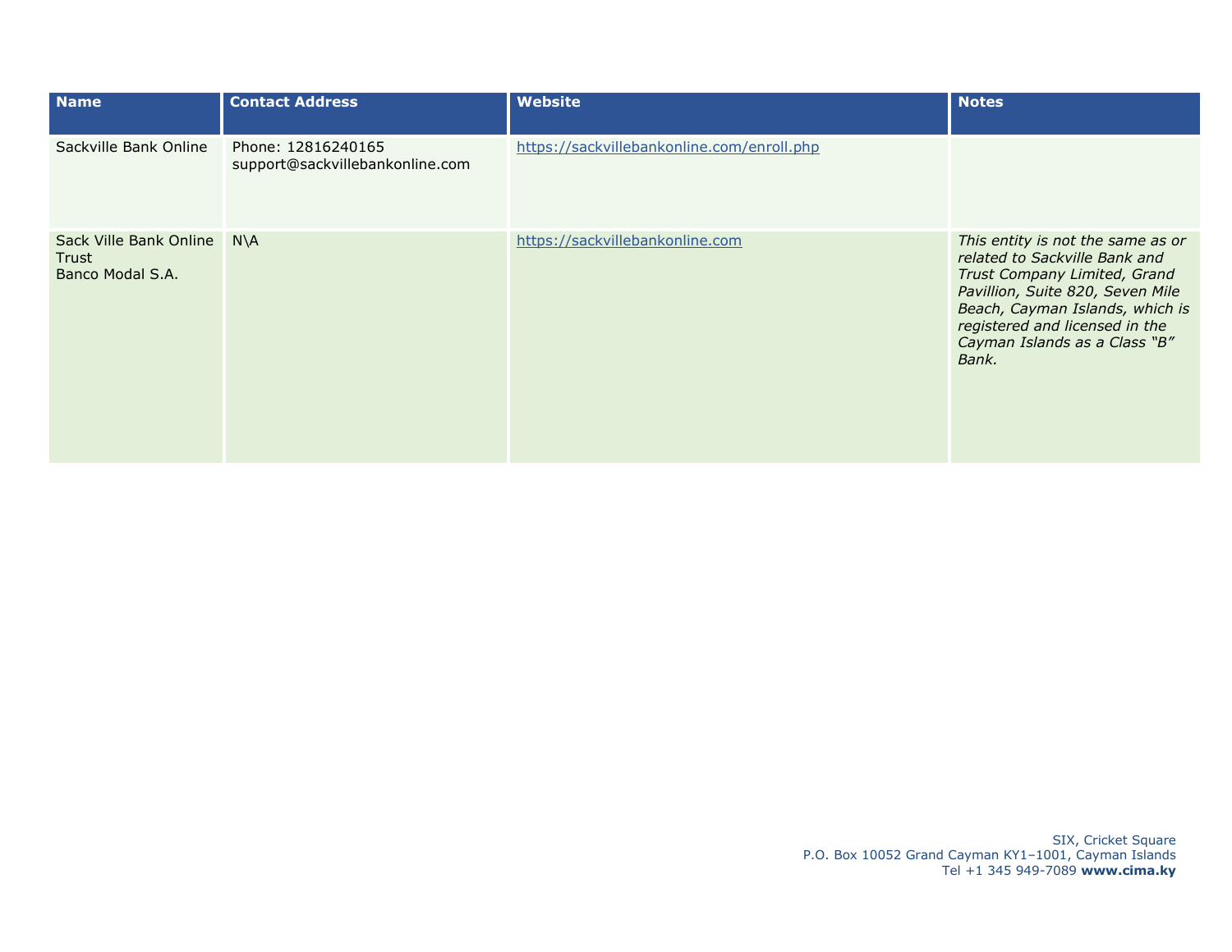| Name | Contact Address | Website | Notes |
|---|---|---|---|
| Sackville Bank Online | Phone: 12816240165<br>support@sackvillebankonline.com | https://sackvillebankonline.com/enroll.php | |
| Sack Ville Bank Online Trust<br>Banco Modal S.A. | N\A | https://sackvillebankonline.com | *This entity is not the same as or related to Sackville Bank and Trust Company Limited, Grand Pavillion, Suite 820, Seven Mile Beach, Cayman Islands, which is registered and licensed in the Cayman Islands as a Class "B" Bank.* |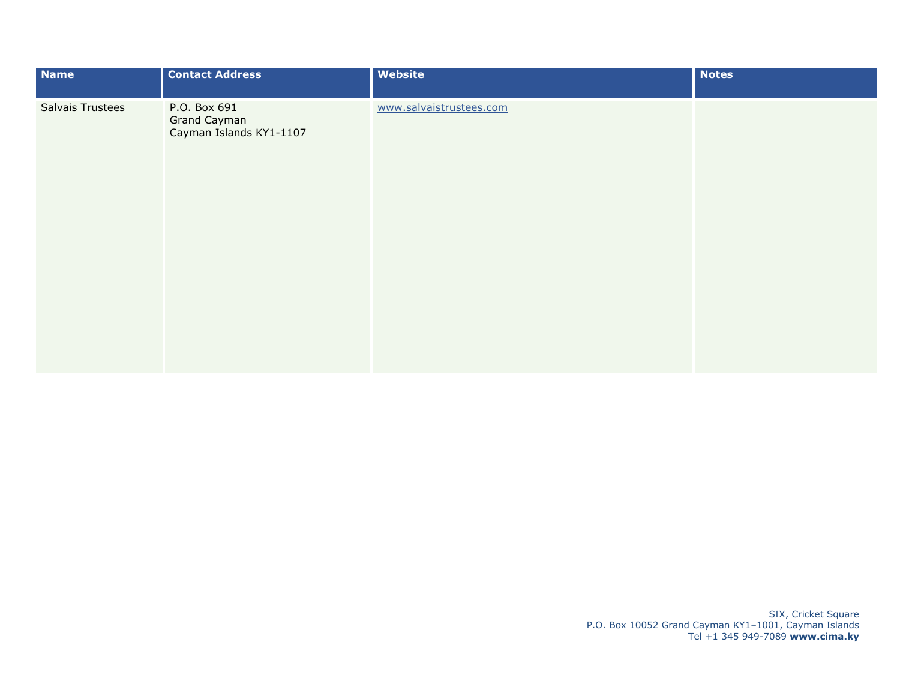| Name | Contact Address | Website | Notes |
| --- | --- | --- | --- |
| Salvais Trustees | P.O. Box 691<br>Grand Cayman<br>Cayman Islands KY1-1107 | www.salvaistrustees.com | |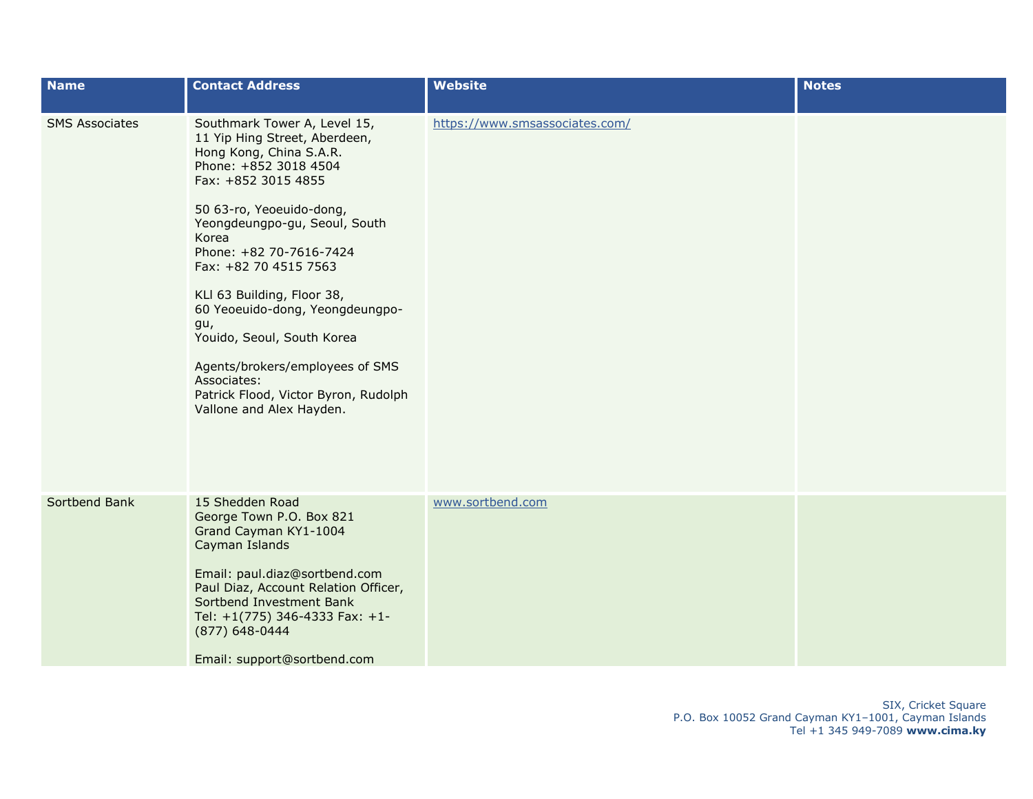| Name | Contact Address | Website | Notes |
|---|---|---|---|
| SMS Associates | Southmark Tower A, Level 15,<br>11 Yip Hing Street, Aberdeen,<br>Hong Kong, China S.A.R.<br>Phone: +852 3018 4504<br>Fax: +852 3015 4855<br><br>50 63-ro, Yeoeuido-dong,<br>Yeongdeungpo-gu, Seoul, South Korea<br>Phone: +82 70-7616-7424<br>Fax: +82 70 4515 7563<br><br>KLI 63 Building, Floor 38,<br>60 Yeoeuido-dong, Yeongdeungpo-gu,<br>Youido, Seoul, South Korea<br><br>Agents/brokers/employees of SMS Associates:<br>Patrick Flood, Victor Byron, Rudolph Vallone and Alex Hayden. | https://www.smsassociates.com/ | |
| Sortbend Bank | 15 Shedden Road<br>George Town P.O. Box 821<br>Grand Cayman KY1-1004<br>Cayman Islands<br><br>Email: paul.diaz@sortbend.com<br>Paul Diaz, Account Relation Officer, Sortbend Investment Bank<br>Tel: +1(775) 346-4333 Fax: +1-(877) 648-0444<br><br>Email: support@sortbend.com | www.sortbend.com | |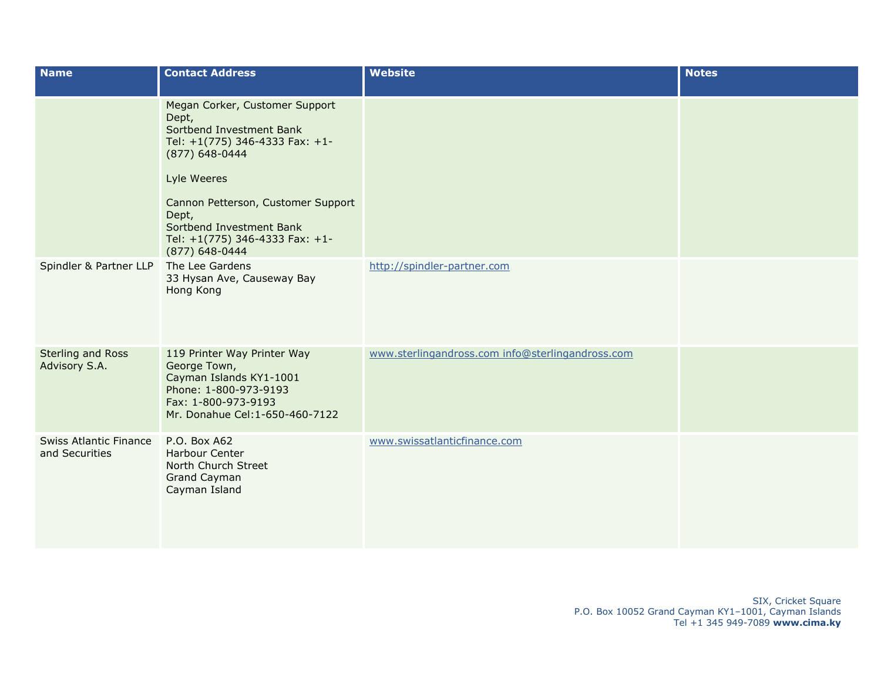| Name | Contact Address | Website | Notes |
|---|---|---|---|
| | Megan Corker, Customer Support Dept,<br>Sortbend Investment Bank<br>Tel: +1(775) 346-4333 Fax: +1-(877) 648-0444<br><br>Lyle Weeres<br><br>Cannon Petterson, Customer Support Dept,<br>Sortbend Investment Bank<br>Tel: +1(775) 346-4333 Fax: +1-(877) 648-0444 | | |
| Spindler & Partner LLP | The Lee Gardens<br>33 Hysan Ave, Causeway Bay<br>Hong Kong | http://spindler-partner.com | |
| Sterling and Ross Advisory S.A. | 119 Printer Way Printer Way<br>George Town,<br>Cayman Islands KY1-1001<br>Phone: 1-800-973-9193<br>Fax: 1-800-973-9193<br>Mr. Donahue Cel:1-650-460-7122 | www.sterlingandross.com info@sterlingandross.com | |
| Swiss Atlantic Finance and Securities | P.O. Box A62<br>Harbour Center<br>North Church Street<br>Grand Cayman<br>Cayman Island | www.swissatlanticfinance.com | |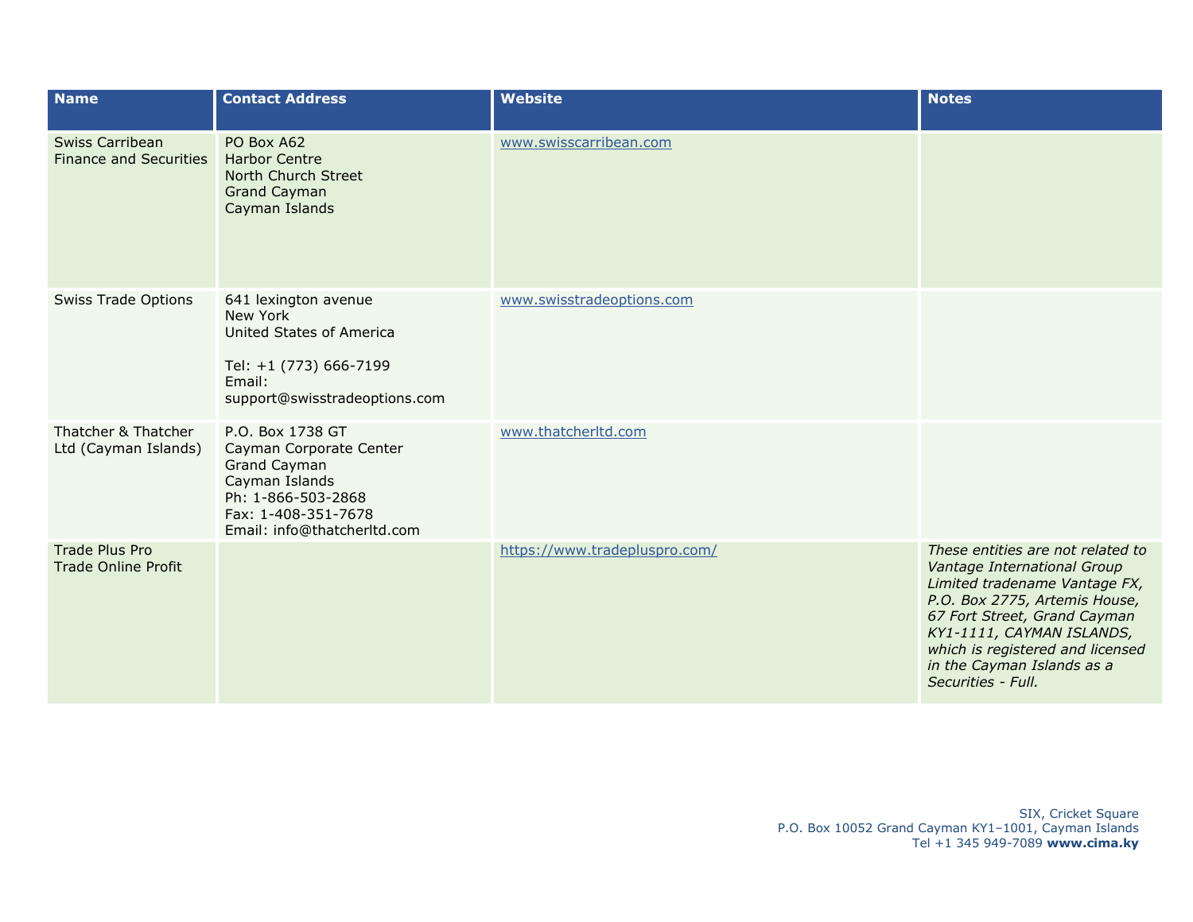| Name | Contact Address | Website | Notes |
| --- | --- | --- | --- |
| Swiss Carribean Finance and Securities | PO Box A62<br>Harbor Centre<br>North Church Street<br>Grand Cayman<br>Cayman Islands | www.swisscarribean.com | |
| Swiss Trade Options | 641 lexington avenue<br>New York<br>United States of America<br><br>Tel: +1 (773) 666-7199<br>Email: support@swisstradeoptions.com | www.swisstradeoptions.com | |
| Thatcher & Thatcher Ltd (Cayman Islands) | P.O. Box 1738 GT<br>Cayman Corporate Center<br>Grand Cayman<br>Cayman Islands<br>Ph: 1-866-503-2868<br>Fax: 1-408-351-7678<br>Email: info@thatcherltd.com | www.thatcherltd.com | |
| Trade Plus Pro<br>Trade Online Profit | | https://www.tradepluspro.com/ | *These entities are not related to Vantage International Group Limited tradename Vantage FX, P.O. Box 2775, Artemis House, 67 Fort Street, Grand Cayman KY1-1111, CAYMAN ISLANDS, which is registered and licensed in the Cayman Islands as a Securities - Full.* |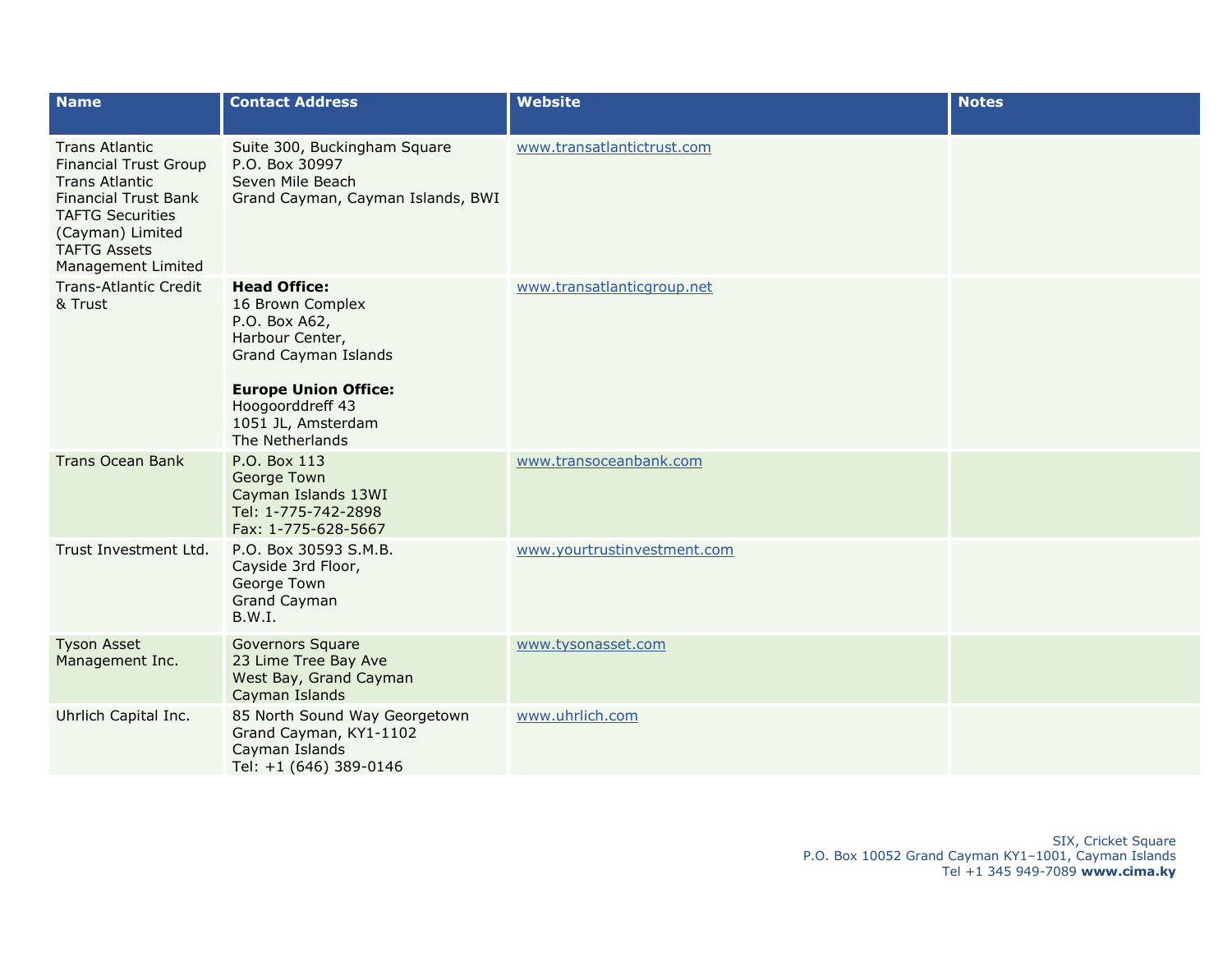| Name | Contact Address | Website | Notes |
|---|---|---|---|
| Trans Atlantic Financial Trust Group<br>Trans Atlantic Financial Trust Bank<br>TAFTG Securities (Cayman) Limited<br>TAFTG Assets Management Limited | Suite 300, Buckingham Square<br>P.O. Box 30997<br>Seven Mile Beach<br>Grand Cayman, Cayman Islands, BWI | www.transatlantictrust.com | |
| Trans-Atlantic Credit & Trust | **Head Office:**<br>16 Brown Complex<br>P.O. Box A62,<br>Harbour Center,<br>Grand Cayman Islands<br><br>**Europe Union Office:**<br>Hoogoorddreff 43<br>1051 JL, Amsterdam<br>The Netherlands | www.transatlanticgroup.net | |
| Trans Ocean Bank | P.O. Box 113<br>George Town<br>Cayman Islands 13WI<br>Tel: 1-775-742-2898<br>Fax: 1-775-628-5667 | www.transoceanbank.com | |
| Trust Investment Ltd. | P.O. Box 30593 S.M.B.<br>Cayside 3rd Floor,<br>George Town<br>Grand Cayman<br>B.W.I. | www.yourtrustinvestment.com | |
| Tyson Asset Management Inc. | Governors Square<br>23 Lime Tree Bay Ave<br>West Bay, Grand Cayman<br>Cayman Islands | www.tysonasset.com | |
| Uhrlich Capital Inc. | 85 North Sound Way Georgetown<br>Grand Cayman, KY1-1102<br>Cayman Islands<br>Tel: +1 (646) 389-0146 | www.uhrlich.com | |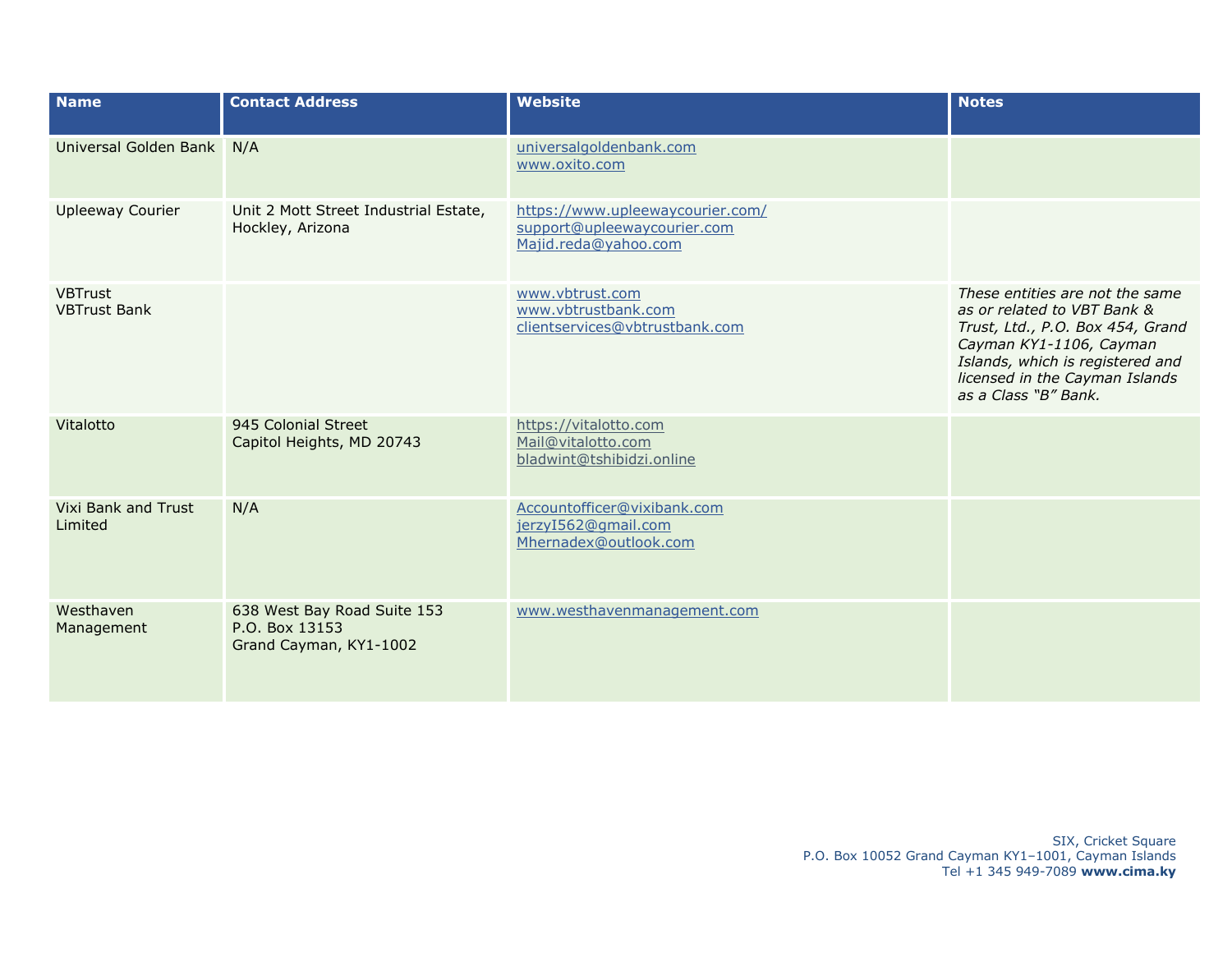| Name | Contact Address | Website | Notes |
|---|---|---|---|
| Universal Golden Bank | N/A | universalgoldenbank.com<br>www.oxito.com | |
| Upleeway Courier | Unit 2 Mott Street Industrial Estate, Hockley, Arizona | https://www.upleewaycourier.com/<br>support@upleewaycourier.com<br>Majid.reda@yahoo.com | |
| VBTrust<br>VBTrust Bank | | www.vbtrust.com<br>www.vbtrustbank.com<br>clientservices@vbtrustbank.com | *These entities are not the same as or related to VBT Bank & Trust, Ltd., P.O. Box 454, Grand Cayman KY1-1106, Cayman Islands, which is registered and licensed in the Cayman Islands as a Class "B" Bank.* |
| Vitalotto | 945 Colonial Street<br>Capitol Heights, MD 20743 | https://vitalotto.com<br>Mail@vitalotto.com<br>bladwint@tshibidzi.online | |
| Vixi Bank and Trust Limited | N/A | Accountofficer@vixibank.com<br>jerzyI562@gmail.com<br>Mhernadex@outlook.com | |
| Westhaven Management | 638 West Bay Road Suite 153<br>P.O. Box 13153<br>Grand Cayman, KY1-1002 | www.westhavenmanagement.com | |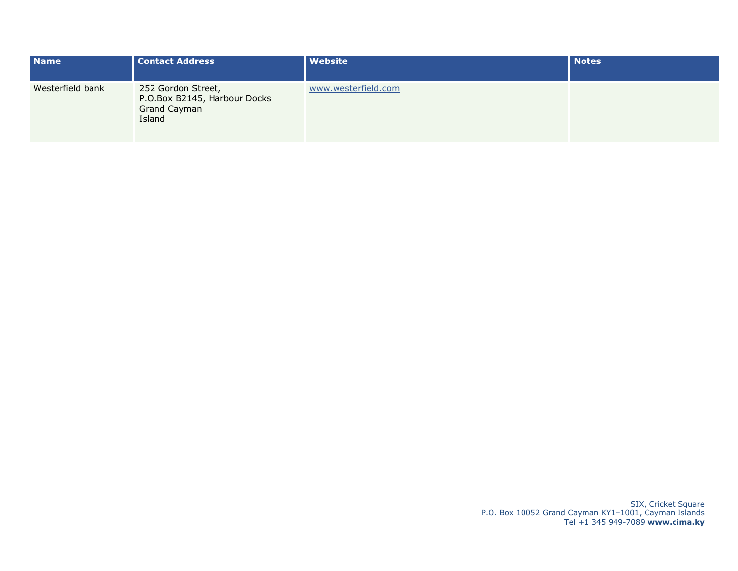| Name | Contact Address | Website | Notes |
|---|---|---|---|
| Westerfield bank | 252 Gordon Street,<br>P.O.Box B2145, Harbour Docks<br>Grand Cayman<br>Island | www.westerfield.com | |

SIX, Cricket Square
P.O. Box 10052 Grand Cayman KY1–1001, Cayman Islands
Tel +1 345 949-7089 **www.cima.ky**